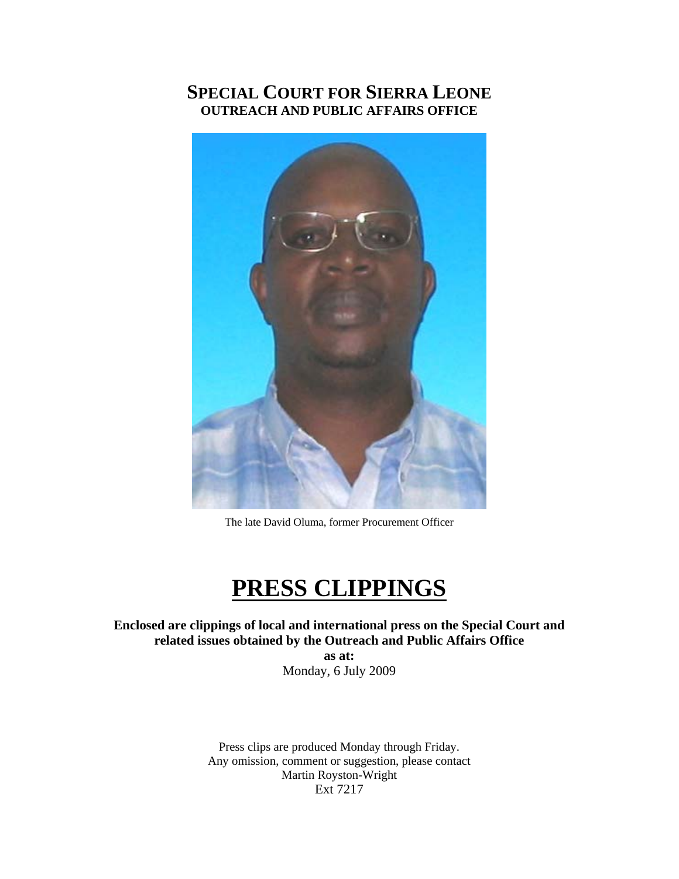# SPECIAL COURT FOR SIERRA LEONE
## OUTREACH AND PUBLIC AFFAIRS OFFICE

The late David Oluma, former Procurement Officer

# PRESS CLIPPINGS

**Enclosed are clippings of local and international press on the Special Court and related issues obtained by the Outreach and Public Affairs Office**

**as at:**

Monday, 6 July 2009

Press clips are produced Monday through Friday.
Any omission, comment or suggestion, please contact
Martin Royston-Wright
Ext 7217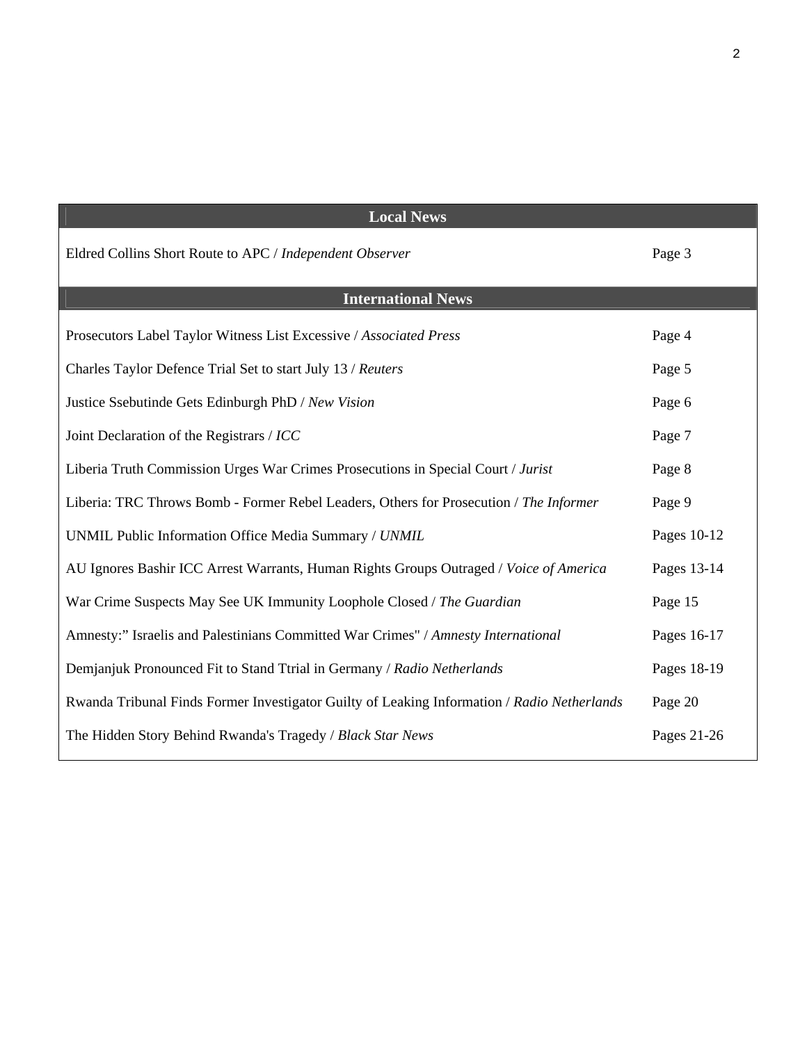| Local News | |
|---|---|
| Eldred Collins Short Route to APC / *Independent Observer* | Page 3 |
| **International News** | |
| Prosecutors Label Taylor Witness List Excessive / *Associated Press* | Page 4 |
| Charles Taylor Defence Trial Set to start July 13 / *Reuters* | Page 5 |
| Justice Ssebutinde Gets Edinburgh PhD / *New Vision* | Page 6 |
| Joint Declaration of the Registrars / *ICC* | Page 7 |
| Liberia Truth Commission Urges War Crimes Prosecutions in Special Court / *Jurist* | Page 8 |
| Liberia: TRC Throws Bomb - Former Rebel Leaders, Others for Prosecution / *The Informer* | Page 9 |
| UNMIL Public Information Office Media Summary / *UNMIL* | Pages 10-12 |
| AU Ignores Bashir ICC Arrest Warrants, Human Rights Groups Outraged / *Voice of America* | Pages 13-14 |
| War Crime Suspects May See UK Immunity Loophole Closed / *The Guardian* | Page 15 |
| Amnesty:" Israelis and Palestinians Committed War Crimes" / *Amnesty International* | Pages 16-17 |
| Demjanjuk Pronounced Fit to Stand Ttrial in Germany / *Radio Netherlands* | Pages 18-19 |
| Rwanda Tribunal Finds Former Investigator Guilty of Leaking Information / *Radio Netherlands* | Page 20 |
| The Hidden Story Behind Rwanda's Tragedy / *Black Star News* | Pages 21-26 |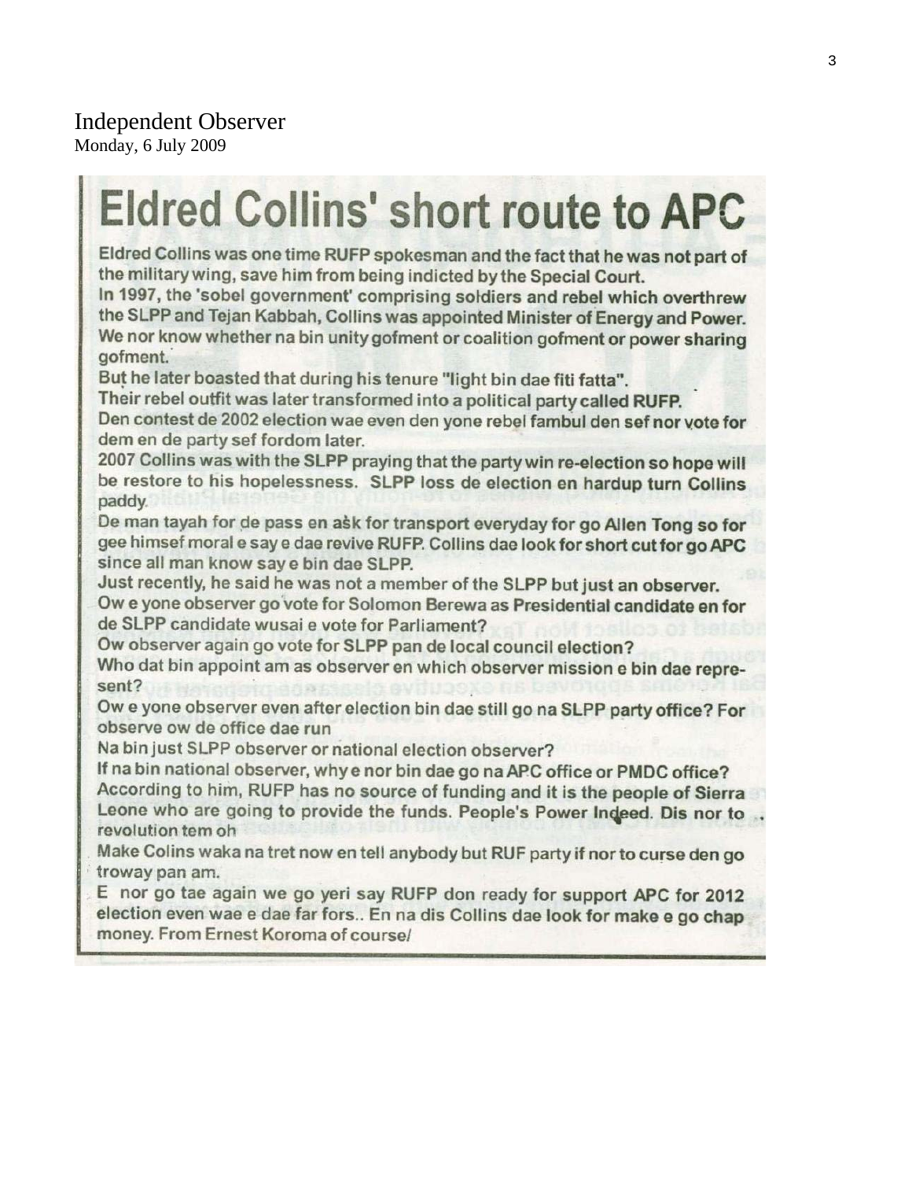Independent Observer
Monday, 6 July 2009

# Eldred Collins' short route to APC

Eldred Collins was one time RUFP spokesman and the fact that he was not part of the military wing, save him from being indicted by the Special Court.

In 1997, the 'sobel government' comprising soldiers and rebel which overthrew the SLPP and Tejan Kabbah, Collins was appointed Minister of Energy and Power. We nor know whether na bin unity gofment or coalition gofment or power sharing gofment.

But he later boasted that during his tenure "light bin dae fiti fatta".

Their rebel outfit was later transformed into a political party called RUFP.

Den contest de 2002 election wae even den yone rebel fambul den sef nor vote for dem en de party sef fordom later.

2007 Collins was with the SLPP praying that the party win re-election so hope will be restore to his hopelessness. SLPP loss de election en hardup turn Collins paddy.

De man tayah for de pass en ask for transport everyday for go Allen Tong so for gee himsef moral e say e dae revive RUFP. Collins dae look for short cut for go APC since all man know say e bin dae SLPP.

Just recently, he said he was not a member of the SLPP but just an observer.

Ow e yone observer go vote for Solomon Berewa as Presidential candidate en for de SLPP candidate wusai e vote for Parliament?

Ow observer again go vote for SLPP pan de local council election?

Who dat bin appoint am as observer en which observer mission e bin dae represent?

Ow e yone observer even after election bin dae still go na SLPP party office? For observe ow de office dae run

Na bin just SLPP observer or national election observer?

If na bin national observer, why e nor bin dae go na APC office or PMDC office?

According to him, RUFP has no source of funding and it is the people of Sierra Leone who are going to provide the funds. People's Power Indeed. Dis nor to revolution tem oh

Make Colins waka na tret now en tell anybody but RUF party if nor to curse den go troway pan am.

E nor go tae again we go yeri say RUFP don ready for support APC for 2012 election even wae e dae far fors.. En na dis Collins dae look for make e go chap money. From Ernest Koroma of course/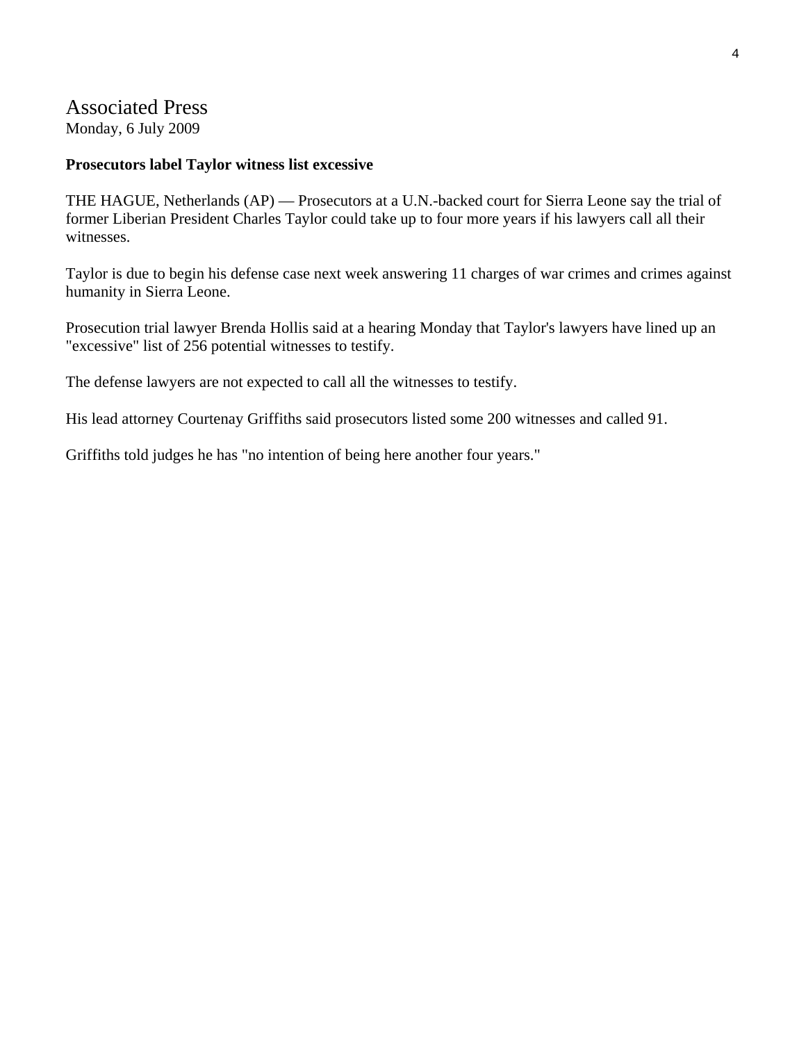## Associated Press

Monday, 6 July 2009

**Prosecutors label Taylor witness list excessive**

THE HAGUE, Netherlands (AP) — Prosecutors at a U.N.-backed court for Sierra Leone say the trial of former Liberian President Charles Taylor could take up to four more years if his lawyers call all their witnesses.

Taylor is due to begin his defense case next week answering 11 charges of war crimes and crimes against humanity in Sierra Leone.

Prosecution trial lawyer Brenda Hollis said at a hearing Monday that Taylor's lawyers have lined up an "excessive" list of 256 potential witnesses to testify.

The defense lawyers are not expected to call all the witnesses to testify.

His lead attorney Courtenay Griffiths said prosecutors listed some 200 witnesses and called 91.

Griffiths told judges he has "no intention of being here another four years."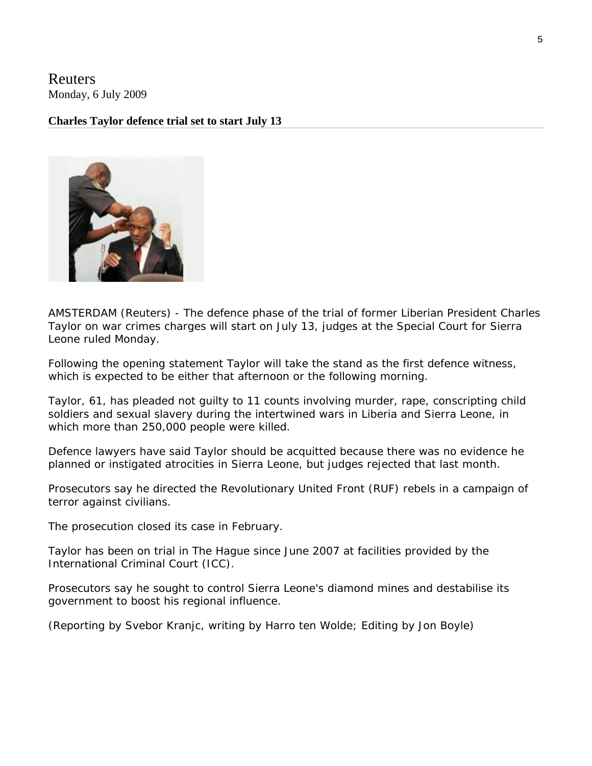Reuters
Monday, 6 July 2009

**Charles Taylor defence trial set to start July 13**

AMSTERDAM (Reuters) - The defence phase of the trial of former Liberian President Charles Taylor on war crimes charges will start on July 13, judges at the Special Court for Sierra Leone ruled Monday.

Following the opening statement Taylor will take the stand as the first defence witness, which is expected to be either that afternoon or the following morning.

Taylor, 61, has pleaded not guilty to 11 counts involving murder, rape, conscripting child soldiers and sexual slavery during the intertwined wars in Liberia and Sierra Leone, in which more than 250,000 people were killed.

Defence lawyers have said Taylor should be acquitted because there was no evidence he planned or instigated atrocities in Sierra Leone, but judges rejected that last month.

Prosecutors say he directed the Revolutionary United Front (RUF) rebels in a campaign of terror against civilians.

The prosecution closed its case in February.

Taylor has been on trial in The Hague since June 2007 at facilities provided by the International Criminal Court (ICC).

Prosecutors say he sought to control Sierra Leone's diamond mines and destabilise its government to boost his regional influence.

(Reporting by Svebor Kranjc, writing by Harro ten Wolde; Editing by Jon Boyle)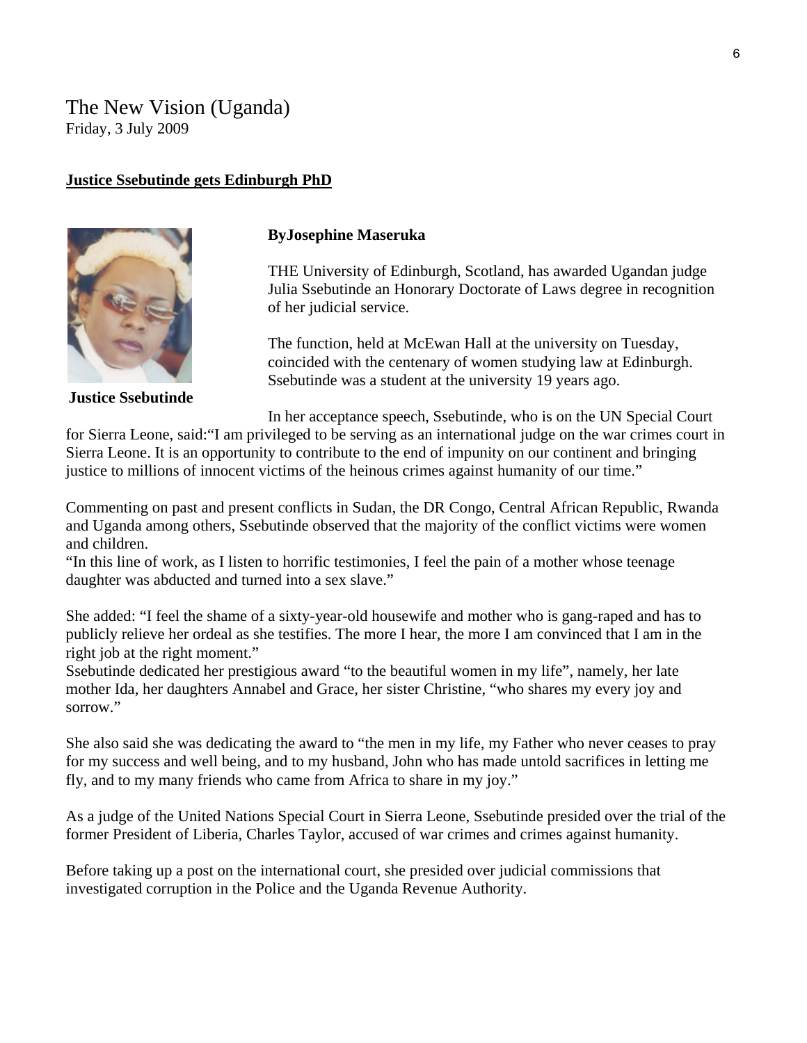The New Vision (Uganda)
Friday, 3 July 2009

**Justice Ssebutinde gets Edinburgh PhD**

**Justice Ssebutinde**

**ByJosephine Maseruka**

THE University of Edinburgh, Scotland, has awarded Ugandan judge Julia Ssebutinde an Honorary Doctorate of Laws degree in recognition of her judicial service.

The function, held at McEwan Hall at the university on Tuesday, coincided with the centenary of women studying law at Edinburgh. Ssebutinde was a student at the university 19 years ago.

In her acceptance speech, Ssebutinde, who is on the UN Special Court for Sierra Leone, said:"I am privileged to be serving as an international judge on the war crimes court in Sierra Leone. It is an opportunity to contribute to the end of impunity on our continent and bringing justice to millions of innocent victims of the heinous crimes against humanity of our time."

Commenting on past and present conflicts in Sudan, the DR Congo, Central African Republic, Rwanda and Uganda among others, Ssebutinde observed that the majority of the conflict victims were women and children.
"In this line of work, as I listen to horrific testimonies, I feel the pain of a mother whose teenage daughter was abducted and turned into a sex slave."

She added: "I feel the shame of a sixty-year-old housewife and mother who is gang-raped and has to publicly relieve her ordeal as she testifies. The more I hear, the more I am convinced that I am in the right job at the right moment."
Ssebutinde dedicated her prestigious award "to the beautiful women in my life", namely, her late mother Ida, her daughters Annabel and Grace, her sister Christine, "who shares my every joy and sorrow."

She also said she was dedicating the award to "the men in my life, my Father who never ceases to pray for my success and well being, and to my husband, John who has made untold sacrifices in letting me fly, and to my many friends who came from Africa to share in my joy."

As a judge of the United Nations Special Court in Sierra Leone, Ssebutinde presided over the trial of the former President of Liberia, Charles Taylor, accused of war crimes and crimes against humanity.

Before taking up a post on the international court, she presided over judicial commissions that investigated corruption in the Police and the Uganda Revenue Authority.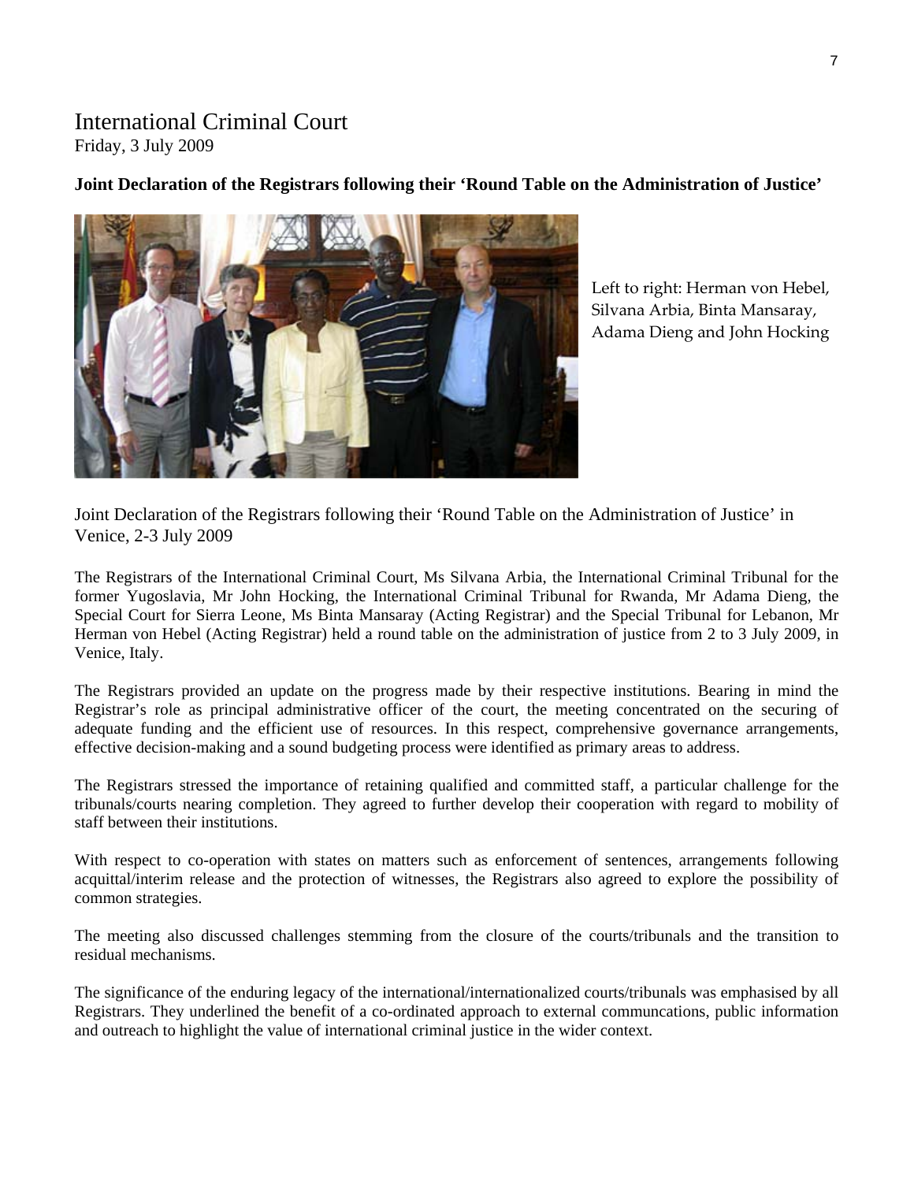# International Criminal Court

Friday, 3 July 2009

**Joint Declaration of the Registrars following their 'Round Table on the Administration of Justice'**

Left to right: Herman von Hebel, Silvana Arbia, Binta Mansaray, Adama Dieng and John Hocking

Joint Declaration of the Registrars following their 'Round Table on the Administration of Justice' in Venice, 2-3 July 2009

The Registrars of the International Criminal Court, Ms Silvana Arbia, the International Criminal Tribunal for the former Yugoslavia, Mr John Hocking, the International Criminal Tribunal for Rwanda, Mr Adama Dieng, the Special Court for Sierra Leone, Ms Binta Mansaray (Acting Registrar) and the Special Tribunal for Lebanon, Mr Herman von Hebel (Acting Registrar) held a round table on the administration of justice from 2 to 3 July 2009, in Venice, Italy.

The Registrars provided an update on the progress made by their respective institutions. Bearing in mind the Registrar's role as principal administrative officer of the court, the meeting concentrated on the securing of adequate funding and the efficient use of resources. In this respect, comprehensive governance arrangements, effective decision-making and a sound budgeting process were identified as primary areas to address.

The Registrars stressed the importance of retaining qualified and committed staff, a particular challenge for the tribunals/courts nearing completion. They agreed to further develop their cooperation with regard to mobility of staff between their institutions.

With respect to co-operation with states on matters such as enforcement of sentences, arrangements following acquittal/interim release and the protection of witnesses, the Registrars also agreed to explore the possibility of common strategies.

The meeting also discussed challenges stemming from the closure of the courts/tribunals and the transition to residual mechanisms.

The significance of the enduring legacy of the international/internationalized courts/tribunals was emphasised by all Registrars. They underlined the benefit of a co-ordinated approach to external communcations, public information and outreach to highlight the value of international criminal justice in the wider context.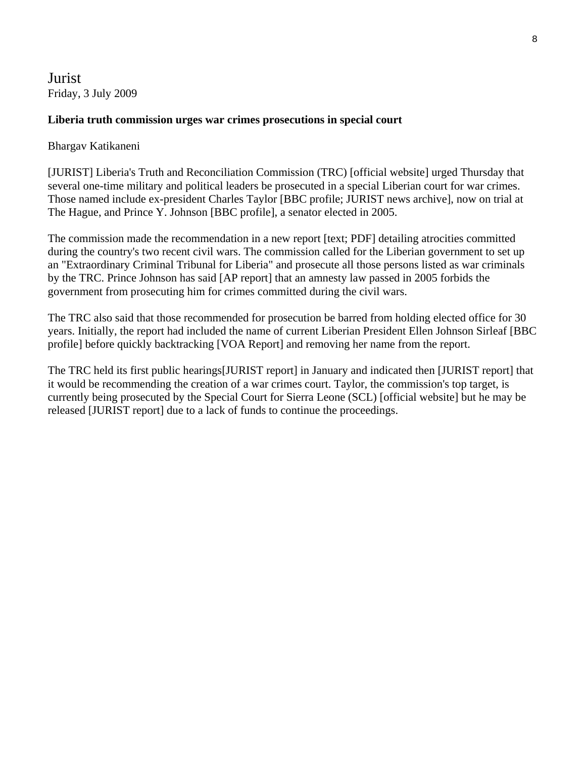# Jurist

Friday, 3 July 2009

**Liberia truth commission urges war crimes prosecutions in special court**

Bhargav Katikaneni

[JURIST] Liberia's Truth and Reconciliation Commission (TRC) [official website] urged Thursday that several one-time military and political leaders be prosecuted in a special Liberian court for war crimes. Those named include ex-president Charles Taylor [BBC profile; JURIST news archive], now on trial at The Hague, and Prince Y. Johnson [BBC profile], a senator elected in 2005.

The commission made the recommendation in a new report [text; PDF] detailing atrocities committed during the country's two recent civil wars. The commission called for the Liberian government to set up an "Extraordinary Criminal Tribunal for Liberia" and prosecute all those persons listed as war criminals by the TRC. Prince Johnson has said [AP report] that an amnesty law passed in 2005 forbids the government from prosecuting him for crimes committed during the civil wars.

The TRC also said that those recommended for prosecution be barred from holding elected office for 30 years. Initially, the report had included the name of current Liberian President Ellen Johnson Sirleaf [BBC profile] before quickly backtracking [VOA Report] and removing her name from the report.

The TRC held its first public hearings[JURIST report] in January and indicated then [JURIST report] that it would be recommending the creation of a war crimes court. Taylor, the commission's top target, is currently being prosecuted by the Special Court for Sierra Leone (SCL) [official website] but he may be released [JURIST report] due to a lack of funds to continue the proceedings.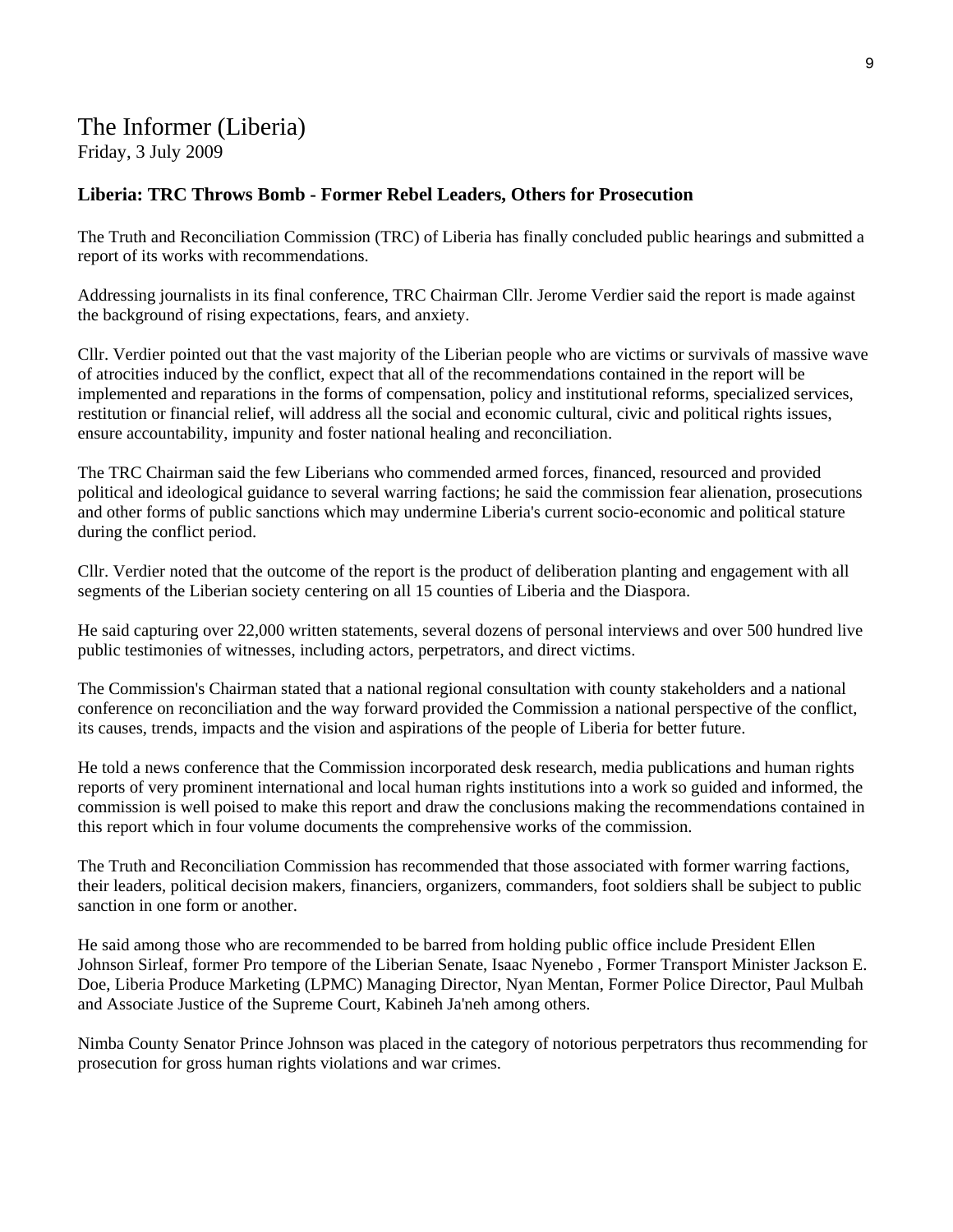# The Informer (Liberia)

Friday, 3 July 2009

### Liberia: TRC Throws Bomb - Former Rebel Leaders, Others for Prosecution

The Truth and Reconciliation Commission (TRC) of Liberia has finally concluded public hearings and submitted a report of its works with recommendations.

Addressing journalists in its final conference, TRC Chairman Cllr. Jerome Verdier said the report is made against the background of rising expectations, fears, and anxiety.

Cllr. Verdier pointed out that the vast majority of the Liberian people who are victims or survivals of massive wave of atrocities induced by the conflict, expect that all of the recommendations contained in the report will be implemented and reparations in the forms of compensation, policy and institutional reforms, specialized services, restitution or financial relief, will address all the social and economic cultural, civic and political rights issues, ensure accountability, impunity and foster national healing and reconciliation.

The TRC Chairman said the few Liberians who commended armed forces, financed, resourced and provided political and ideological guidance to several warring factions; he said the commission fear alienation, prosecutions and other forms of public sanctions which may undermine Liberia's current socio-economic and political stature during the conflict period.

Cllr. Verdier noted that the outcome of the report is the product of deliberation planting and engagement with all segments of the Liberian society centering on all 15 counties of Liberia and the Diaspora.

He said capturing over 22,000 written statements, several dozens of personal interviews and over 500 hundred live public testimonies of witnesses, including actors, perpetrators, and direct victims.

The Commission's Chairman stated that a national regional consultation with county stakeholders and a national conference on reconciliation and the way forward provided the Commission a national perspective of the conflict, its causes, trends, impacts and the vision and aspirations of the people of Liberia for better future.

He told a news conference that the Commission incorporated desk research, media publications and human rights reports of very prominent international and local human rights institutions into a work so guided and informed, the commission is well poised to make this report and draw the conclusions making the recommendations contained in this report which in four volume documents the comprehensive works of the commission.

The Truth and Reconciliation Commission has recommended that those associated with former warring factions, their leaders, political decision makers, financiers, organizers, commanders, foot soldiers shall be subject to public sanction in one form or another.

He said among those who are recommended to be barred from holding public office include President Ellen Johnson Sirleaf, former Pro tempore of the Liberian Senate, Isaac Nyenebo , Former Transport Minister Jackson E. Doe, Liberia Produce Marketing (LPMC) Managing Director, Nyan Mentan, Former Police Director, Paul Mulbah and Associate Justice of the Supreme Court, Kabineh Ja'neh among others.

Nimba County Senator Prince Johnson was placed in the category of notorious perpetrators thus recommending for prosecution for gross human rights violations and war crimes.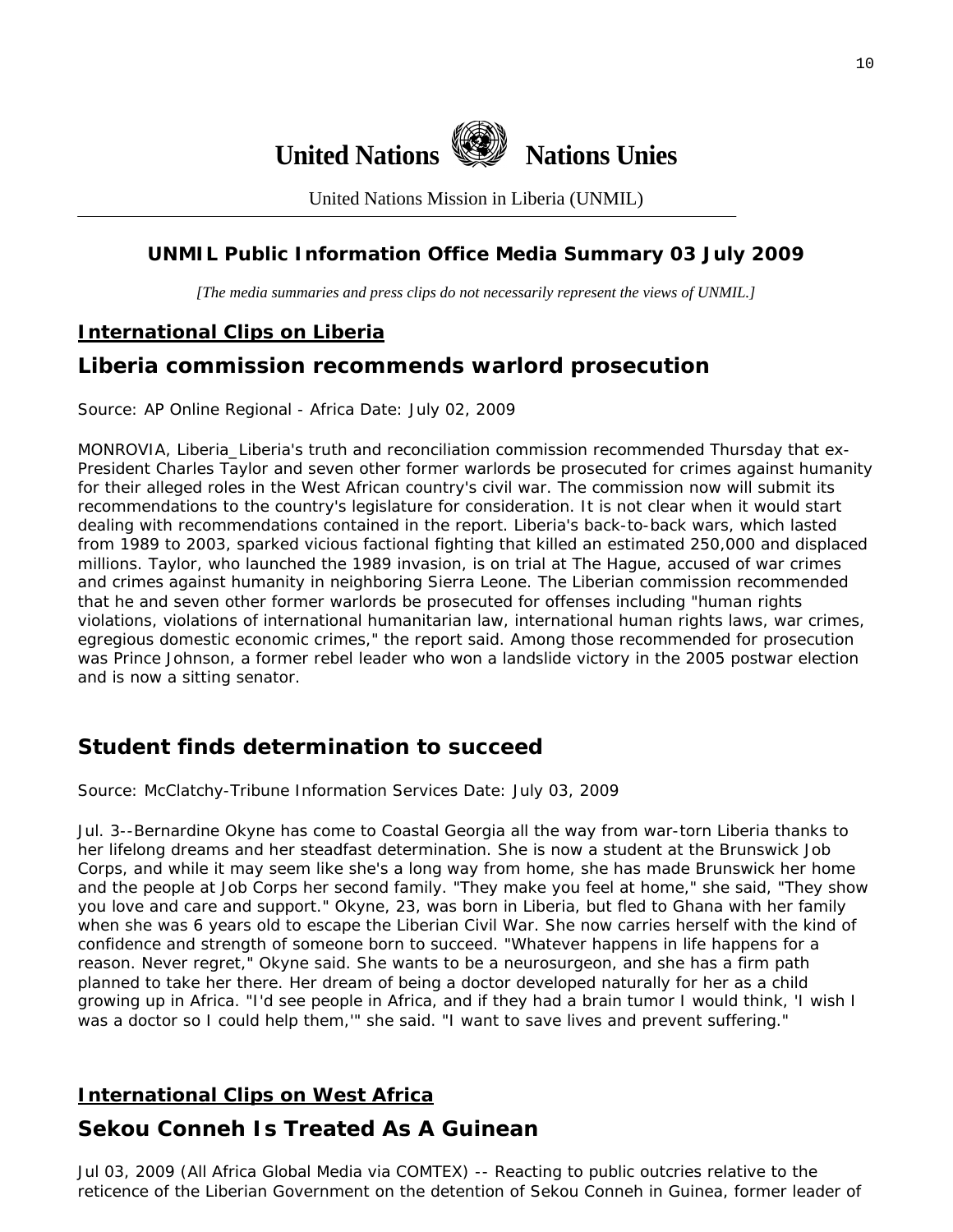# United Nations Nations Unies

United Nations Mission in Liberia (UNMIL)

---

## UNMIL Public Information Office Media Summary 03 July 2009

*[The media summaries and press clips do not necessarily represent the views of UNMIL.]*

## International Clips on Liberia

## Liberia commission recommends warlord prosecution

Source: AP Online Regional - Africa Date: July 02, 2009

MONROVIA, Liberia_Liberia's truth and reconciliation commission recommended Thursday that ex-President Charles Taylor and seven other former warlords be prosecuted for crimes against humanity for their alleged roles in the West African country's civil war. The commission now will submit its recommendations to the country's legislature for consideration. It is not clear when it would start dealing with recommendations contained in the report. Liberia's back-to-back wars, which lasted from 1989 to 2003, sparked vicious factional fighting that killed an estimated 250,000 and displaced millions. Taylor, who launched the 1989 invasion, is on trial at The Hague, accused of war crimes and crimes against humanity in neighboring Sierra Leone. The Liberian commission recommended that he and seven other former warlords be prosecuted for offenses including "human rights violations, violations of international humanitarian law, international human rights laws, war crimes, egregious domestic economic crimes," the report said. Among those recommended for prosecution was Prince Johnson, a former rebel leader who won a landslide victory in the 2005 postwar election and is now a sitting senator.

## Student finds determination to succeed

Source: McClatchy-Tribune Information Services Date: July 03, 2009

Jul. 3--Bernardine Okyne has come to Coastal Georgia all the way from war-torn Liberia thanks to her lifelong dreams and her steadfast determination. She is now a student at the Brunswick Job Corps, and while it may seem like she's a long way from home, she has made Brunswick her home and the people at Job Corps her second family. "They make you feel at home," she said, "They show you love and care and support." Okyne, 23, was born in Liberia, but fled to Ghana with her family when she was 6 years old to escape the Liberian Civil War. She now carries herself with the kind of confidence and strength of someone born to succeed. "Whatever happens in life happens for a reason. Never regret," Okyne said. She wants to be a neurosurgeon, and she has a firm path planned to take her there. Her dream of being a doctor developed naturally for her as a child growing up in Africa. "I'd see people in Africa, and if they had a brain tumor I would think, 'I wish I was a doctor so I could help them,'" she said. "I want to save lives and prevent suffering."

## International Clips on West Africa

## Sekou Conneh Is Treated As A Guinean

Jul 03, 2009 (All Africa Global Media via COMTEX) -- Reacting to public outcries relative to the reticence of the Liberian Government on the detention of Sekou Conneh in Guinea, former leader of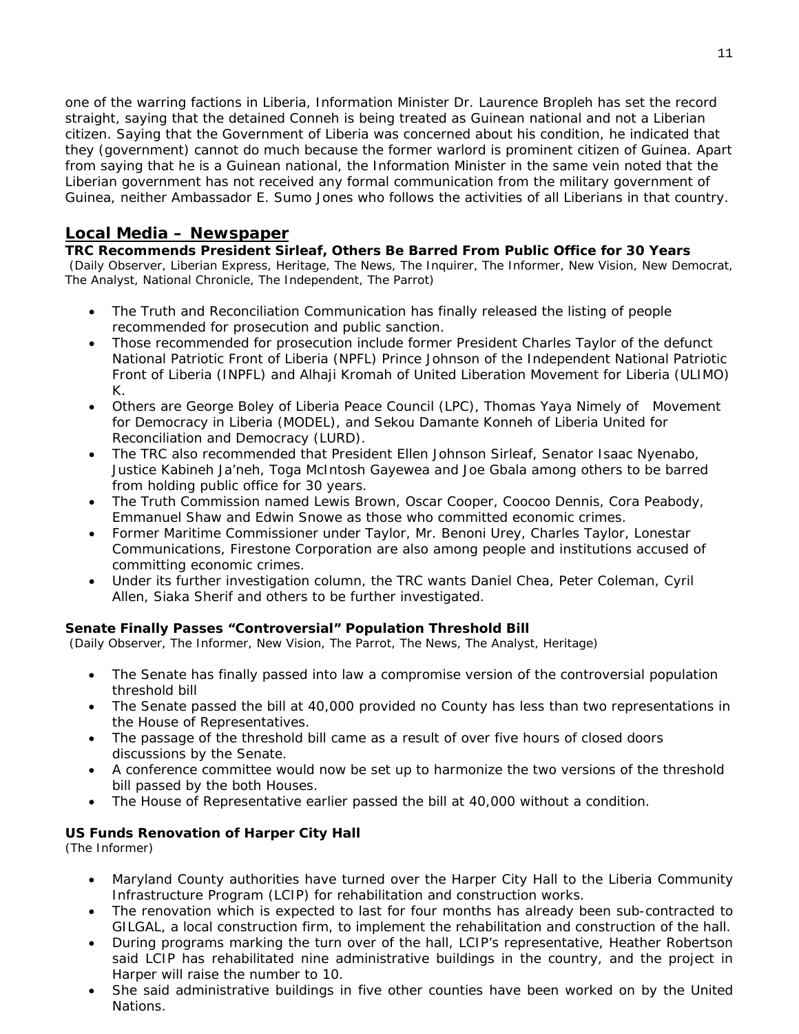one of the warring factions in Liberia, Information Minister Dr. Laurence Bropleh has set the record straight, saying that the detained Conneh is being treated as Guinean national and not a Liberian citizen. Saying that the Government of Liberia was concerned about his condition, he indicated that they (government) cannot do much because the former warlord is prominent citizen of Guinea. Apart from saying that he is a Guinean national, the Information Minister in the same vein noted that the Liberian government has not received any formal communication from the military government of Guinea, neither Ambassador E. Sumo Jones who follows the activities of all Liberians in that country.

## Local Media – Newspaper

**TRC Recommends President Sirleaf, Others Be Barred From Public Office for 30 Years**
(Daily Observer, Liberian Express, Heritage, The News, The Inquirer, The Informer, New Vision, New Democrat, The Analyst, National Chronicle, The Independent, The Parrot)

- The Truth and Reconciliation Communication has finally released the listing of people recommended for prosecution and public sanction.
- Those recommended for prosecution include former President Charles Taylor of the defunct National Patriotic Front of Liberia (NPFL) Prince Johnson of the Independent National Patriotic Front of Liberia (INPFL) and Alhaji Kromah of United Liberation Movement for Liberia (ULIMO) K.
- Others are George Boley of Liberia Peace Council (LPC), Thomas Yaya Nimely of Movement for Democracy in Liberia (MODEL), and Sekou Damante Konneh of Liberia United for Reconciliation and Democracy (LURD).
- The TRC also recommended that President Ellen Johnson Sirleaf, Senator Isaac Nyenabo, Justice Kabineh Ja'neh, Toga McIntosh Gayewea and Joe Gbala among others to be barred from holding public office for 30 years.
- The Truth Commission named Lewis Brown, Oscar Cooper, Coocoo Dennis, Cora Peabody, Emmanuel Shaw and Edwin Snowe as those who committed economic crimes.
- Former Maritime Commissioner under Taylor, Mr. Benoni Urey, Charles Taylor, Lonestar Communications, Firestone Corporation are also among people and institutions accused of committing economic crimes.
- Under its further investigation column, the TRC wants Daniel Chea, Peter Coleman, Cyril Allen, Siaka Sherif and others to be further investigated.

**Senate Finally Passes "Controversial" Population Threshold Bill**
(Daily Observer, The Informer, New Vision, The Parrot, The News, The Analyst, Heritage)

- The Senate has finally passed into law a compromise version of the controversial population threshold bill
- The Senate passed the bill at 40,000 provided no County has less than two representations in the House of Representatives.
- The passage of the threshold bill came as a result of over five hours of closed doors discussions by the Senate.
- A conference committee would now be set up to harmonize the two versions of the threshold bill passed by the both Houses.
- The House of Representative earlier passed the bill at 40,000 without a condition.

**US Funds Renovation of Harper City Hall**
(The Informer)

- Maryland County authorities have turned over the Harper City Hall to the Liberia Community Infrastructure Program (LCIP) for rehabilitation and construction works.
- The renovation which is expected to last for four months has already been sub-contracted to GILGAL, a local construction firm, to implement the rehabilitation and construction of the hall.
- During programs marking the turn over of the hall, LCIP's representative, Heather Robertson said LCIP has rehabilitated nine administrative buildings in the country, and the project in Harper will raise the number to 10.
- She said administrative buildings in five other counties have been worked on by the United Nations.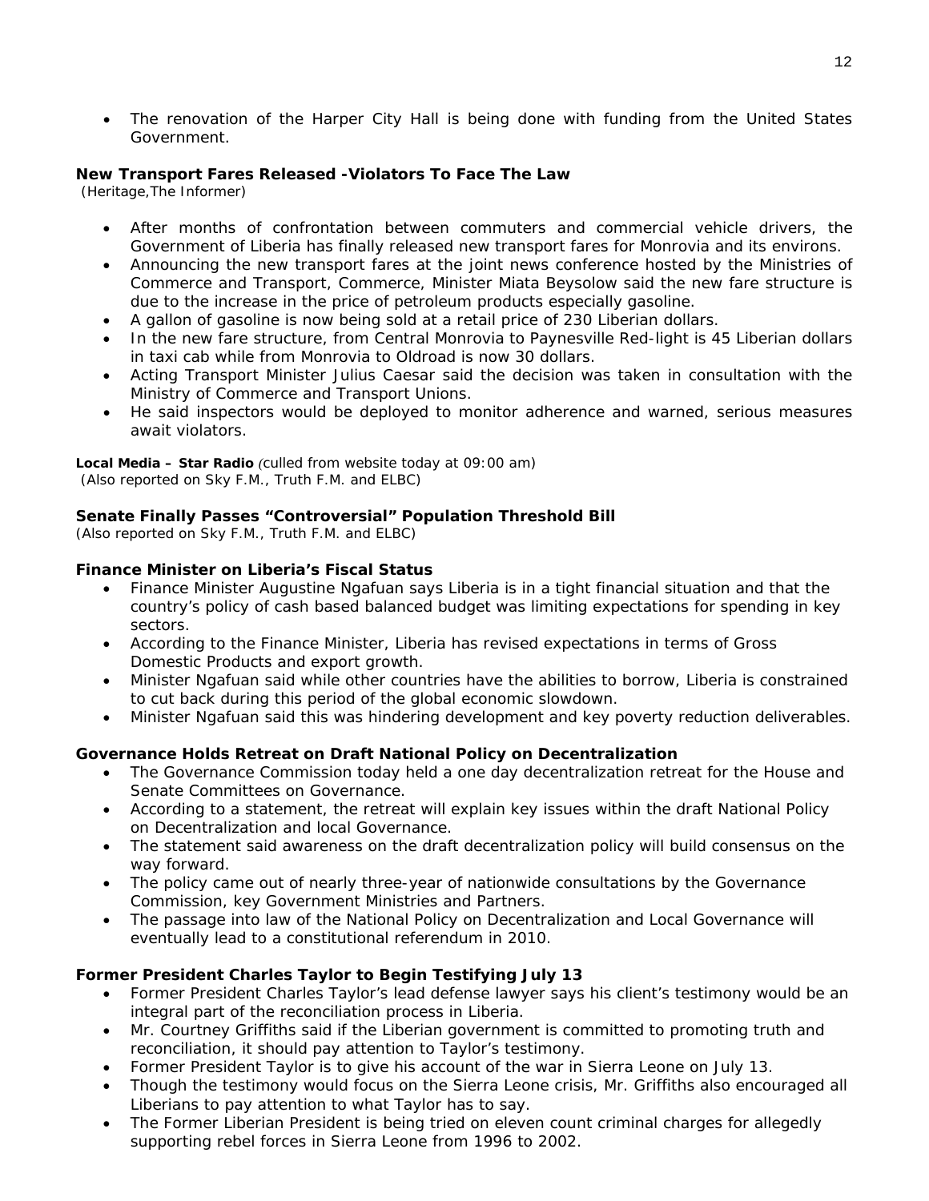- The renovation of the Harper City Hall is being done with funding from the United States Government.

**New Transport Fares Released -Violators To Face The Law**
(Heritage,The Informer)

- After months of confrontation between commuters and commercial vehicle drivers, the Government of Liberia has finally released new transport fares for Monrovia and its environs.
- Announcing the new transport fares at the joint news conference hosted by the Ministries of Commerce and Transport, Commerce, Minister Miata Beysolow said the new fare structure is due to the increase in the price of petroleum products especially gasoline.
- A gallon of gasoline is now being sold at a retail price of 230 Liberian dollars.
- In the new fare structure, from Central Monrovia to Paynesville Red-light is 45 Liberian dollars in taxi cab while from Monrovia to Oldroad is now 30 dollars.
- Acting Transport Minister Julius Caesar said the decision was taken in consultation with the Ministry of Commerce and Transport Unions.
- He said inspectors would be deployed to monitor adherence and warned, serious measures await violators.

**Local Media – Star Radio** *(culled from website today at 09:00 am)*
(Also reported on Sky F.M., Truth F.M. and ELBC)

**Senate Finally Passes "Controversial" Population Threshold Bill**
*(Also reported on Sky F.M., Truth F.M. and ELBC)*

**Finance Minister on Liberia's Fiscal Status**

- Finance Minister Augustine Ngafuan says Liberia is in a tight financial situation and that the country's policy of cash based balanced budget was limiting expectations for spending in key sectors.
- According to the Finance Minister, Liberia has revised expectations in terms of Gross Domestic Products and export growth.
- Minister Ngafuan said while other countries have the abilities to borrow, Liberia is constrained to cut back during this period of the global economic slowdown.
- Minister Ngafuan said this was hindering development and key poverty reduction deliverables.

**Governance Holds Retreat on Draft National Policy on Decentralization**

- The Governance Commission today held a one day decentralization retreat for the House and Senate Committees on Governance.
- According to a statement, the retreat will explain key issues within the draft National Policy on Decentralization and local Governance.
- The statement said awareness on the draft decentralization policy will build consensus on the way forward.
- The policy came out of nearly three-year of nationwide consultations by the Governance Commission, key Government Ministries and Partners.
- The passage into law of the National Policy on Decentralization and Local Governance will eventually lead to a constitutional referendum in 2010.

**Former President Charles Taylor to Begin Testifying July 13**

- Former President Charles Taylor's lead defense lawyer says his client's testimony would be an integral part of the reconciliation process in Liberia.
- Mr. Courtney Griffiths said if the Liberian government is committed to promoting truth and reconciliation, it should pay attention to Taylor's testimony.
- Former President Taylor is to give his account of the war in Sierra Leone on July 13.
- Though the testimony would focus on the Sierra Leone crisis, Mr. Griffiths also encouraged all Liberians to pay attention to what Taylor has to say.
- The Former Liberian President is being tried on eleven count criminal charges for allegedly supporting rebel forces in Sierra Leone from 1996 to 2002.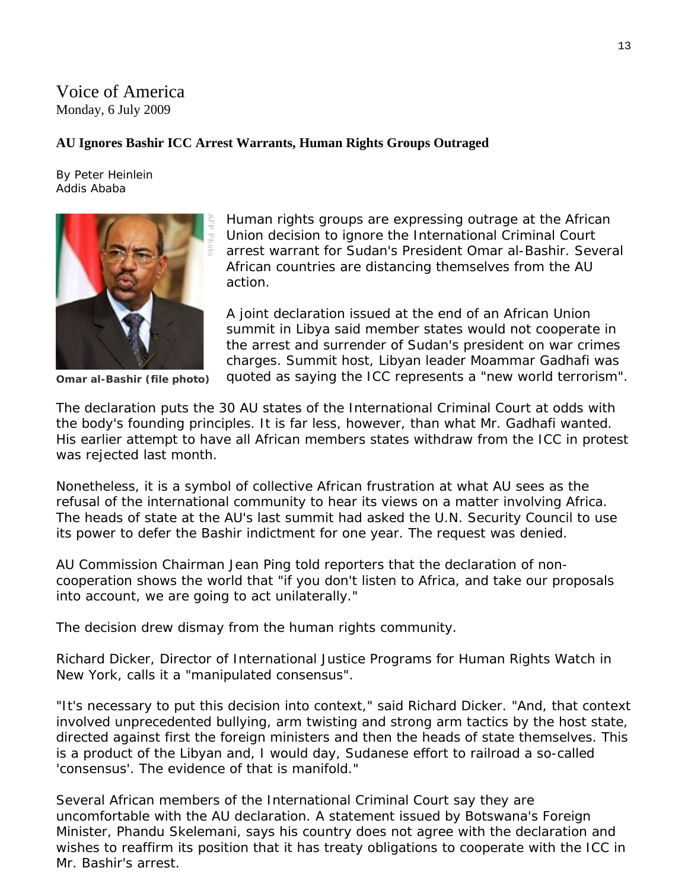Voice of America
Monday, 6 July 2009

**AU Ignores Bashir ICC Arrest Warrants, Human Rights Groups Outraged**

By Peter Heinlein
Addis Ababa

Omar al-Bashir (file photo)

Human rights groups are expressing outrage at the African Union decision to ignore the International Criminal Court arrest warrant for Sudan's President Omar al-Bashir. Several African countries are distancing themselves from the AU action.

A joint declaration issued at the end of an African Union summit in Libya said member states would not cooperate in the arrest and surrender of Sudan's president on war crimes charges. Summit host, Libyan leader Moammar Gadhafi was quoted as saying the ICC represents a "new world terrorism".

The declaration puts the 30 AU states of the International Criminal Court at odds with the body's founding principles. It is far less, however, than what Mr. Gadhafi wanted. His earlier attempt to have all African members states withdraw from the ICC in protest was rejected last month.

Nonetheless, it is a symbol of collective African frustration at what AU sees as the refusal of the international community to hear its views on a matter involving Africa. The heads of state at the AU's last summit had asked the U.N. Security Council to use its power to defer the Bashir indictment for one year. The request was denied.

AU Commission Chairman Jean Ping told reporters that the declaration of non-cooperation shows the world that "if you don't listen to Africa, and take our proposals into account, we are going to act unilaterally."

The decision drew dismay from the human rights community.

Richard Dicker, Director of International Justice Programs for Human Rights Watch in New York, calls it a "manipulated consensus".

"It's necessary to put this decision into context," said Richard Dicker. "And, that context involved unprecedented bullying, arm twisting and strong arm tactics by the host state, directed against first the foreign ministers and then the heads of state themselves. This is a product of the Libyan and, I would day, Sudanese effort to railroad a so-called 'consensus'. The evidence of that is manifold."

Several African members of the International Criminal Court say they are uncomfortable with the AU declaration. A statement issued by Botswana's Foreign Minister, Phandu Skelemani, says his country does not agree with the declaration and wishes to reaffirm its position that it has treaty obligations to cooperate with the ICC in Mr. Bashir's arrest.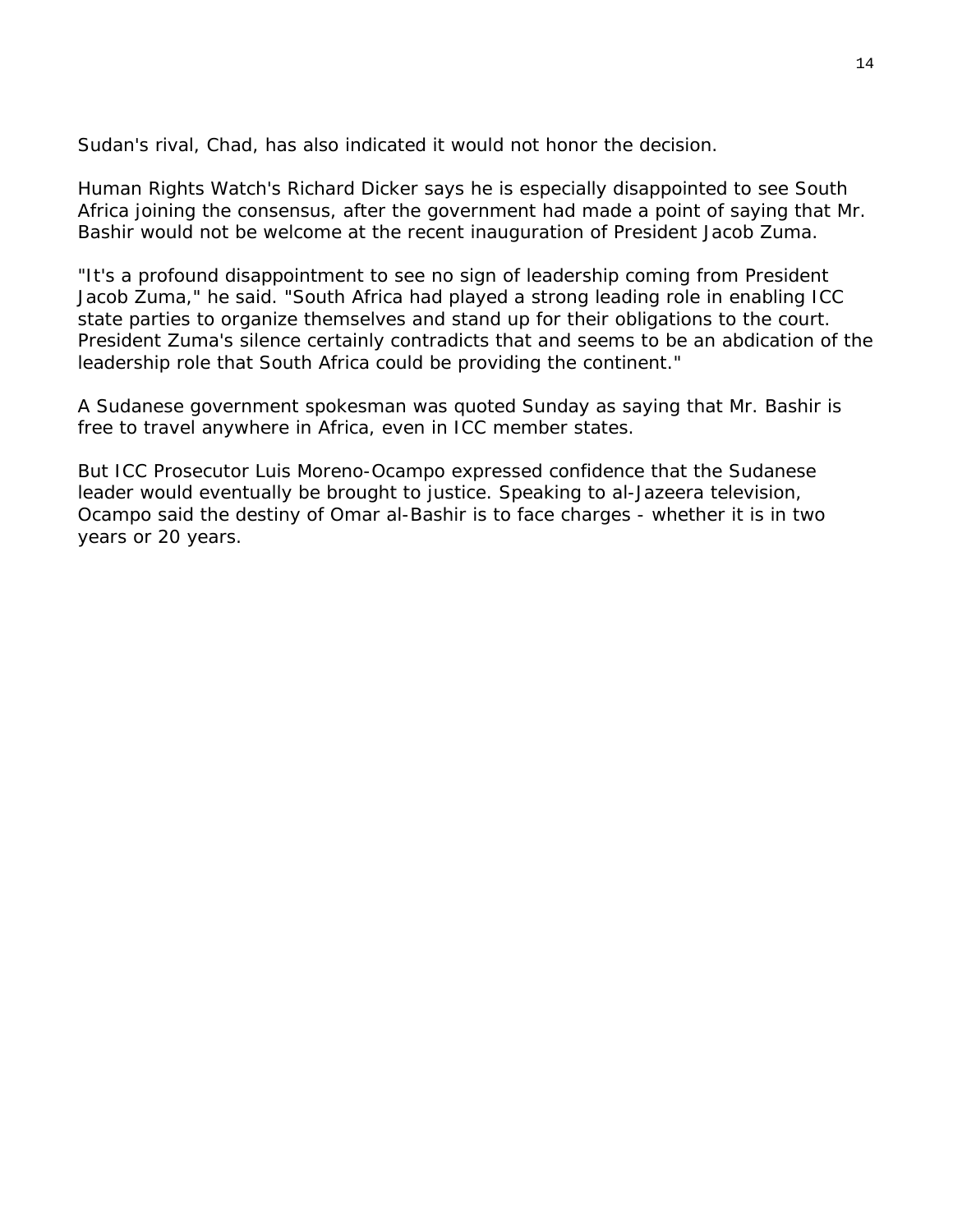Sudan's rival, Chad, has also indicated it would not honor the decision.

Human Rights Watch's Richard Dicker says he is especially disappointed to see South Africa joining the consensus, after the government had made a point of saying that Mr. Bashir would not be welcome at the recent inauguration of President Jacob Zuma.

"It's a profound disappointment to see no sign of leadership coming from President Jacob Zuma," he said. "South Africa had played a strong leading role in enabling ICC state parties to organize themselves and stand up for their obligations to the court. President Zuma's silence certainly contradicts that and seems to be an abdication of the leadership role that South Africa could be providing the continent."

A Sudanese government spokesman was quoted Sunday as saying that Mr. Bashir is free to travel anywhere in Africa, even in ICC member states.

But ICC Prosecutor Luis Moreno-Ocampo expressed confidence that the Sudanese leader would eventually be brought to justice. Speaking to al-Jazeera television, Ocampo said the destiny of Omar al-Bashir is to face charges - whether it is in two years or 20 years.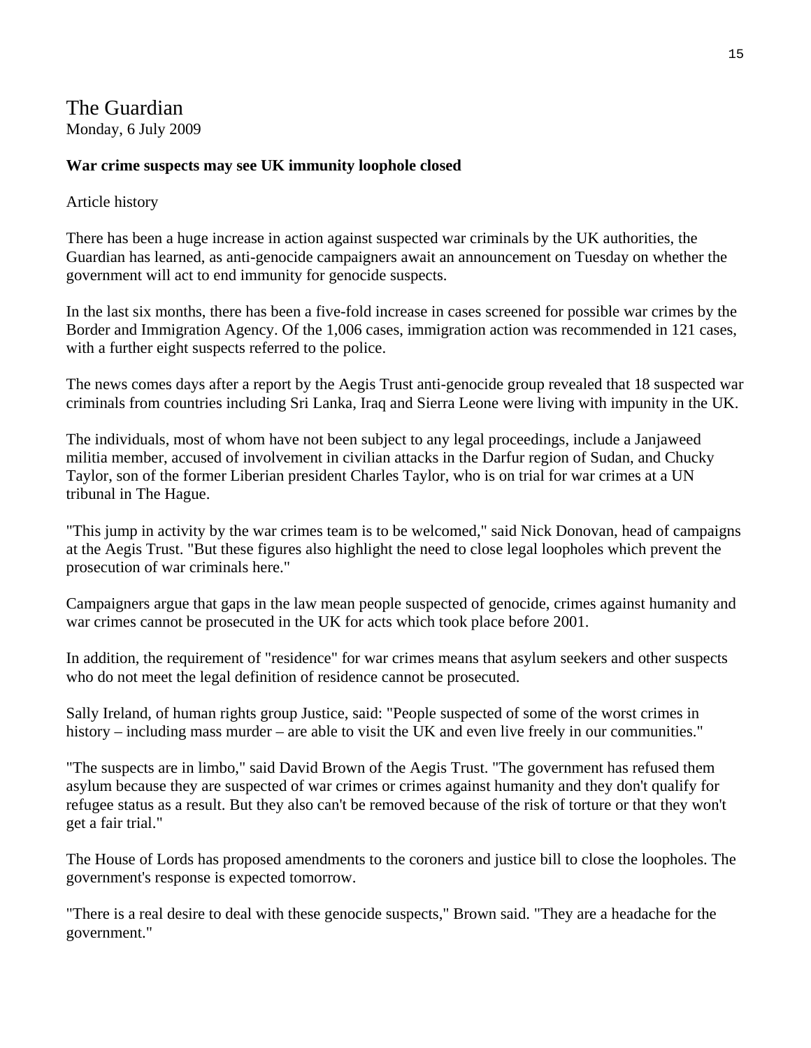# The Guardian

Monday, 6 July 2009

**War crime suspects may see UK immunity loophole closed**

Article history

There has been a huge increase in action against suspected war criminals by the UK authorities, the Guardian has learned, as anti-genocide campaigners await an announcement on Tuesday on whether the government will act to end immunity for genocide suspects.

In the last six months, there has been a five-fold increase in cases screened for possible war crimes by the Border and Immigration Agency. Of the 1,006 cases, immigration action was recommended in 121 cases, with a further eight suspects referred to the police.

The news comes days after a report by the Aegis Trust anti-genocide group revealed that 18 suspected war criminals from countries including Sri Lanka, Iraq and Sierra Leone were living with impunity in the UK.

The individuals, most of whom have not been subject to any legal proceedings, include a Janjaweed militia member, accused of involvement in civilian attacks in the Darfur region of Sudan, and Chucky Taylor, son of the former Liberian president Charles Taylor, who is on trial for war crimes at a UN tribunal in The Hague.

"This jump in activity by the war crimes team is to be welcomed," said Nick Donovan, head of campaigns at the Aegis Trust. "But these figures also highlight the need to close legal loopholes which prevent the prosecution of war criminals here."

Campaigners argue that gaps in the law mean people suspected of genocide, crimes against humanity and war crimes cannot be prosecuted in the UK for acts which took place before 2001.

In addition, the requirement of "residence" for war crimes means that asylum seekers and other suspects who do not meet the legal definition of residence cannot be prosecuted.

Sally Ireland, of human rights group Justice, said: "People suspected of some of the worst crimes in history – including mass murder – are able to visit the UK and even live freely in our communities."

"The suspects are in limbo," said David Brown of the Aegis Trust. "The government has refused them asylum because they are suspected of war crimes or crimes against humanity and they don't qualify for refugee status as a result. But they also can't be removed because of the risk of torture or that they won't get a fair trial."

The House of Lords has proposed amendments to the coroners and justice bill to close the loopholes. The government's response is expected tomorrow.

"There is a real desire to deal with these genocide suspects," Brown said. "They are a headache for the government."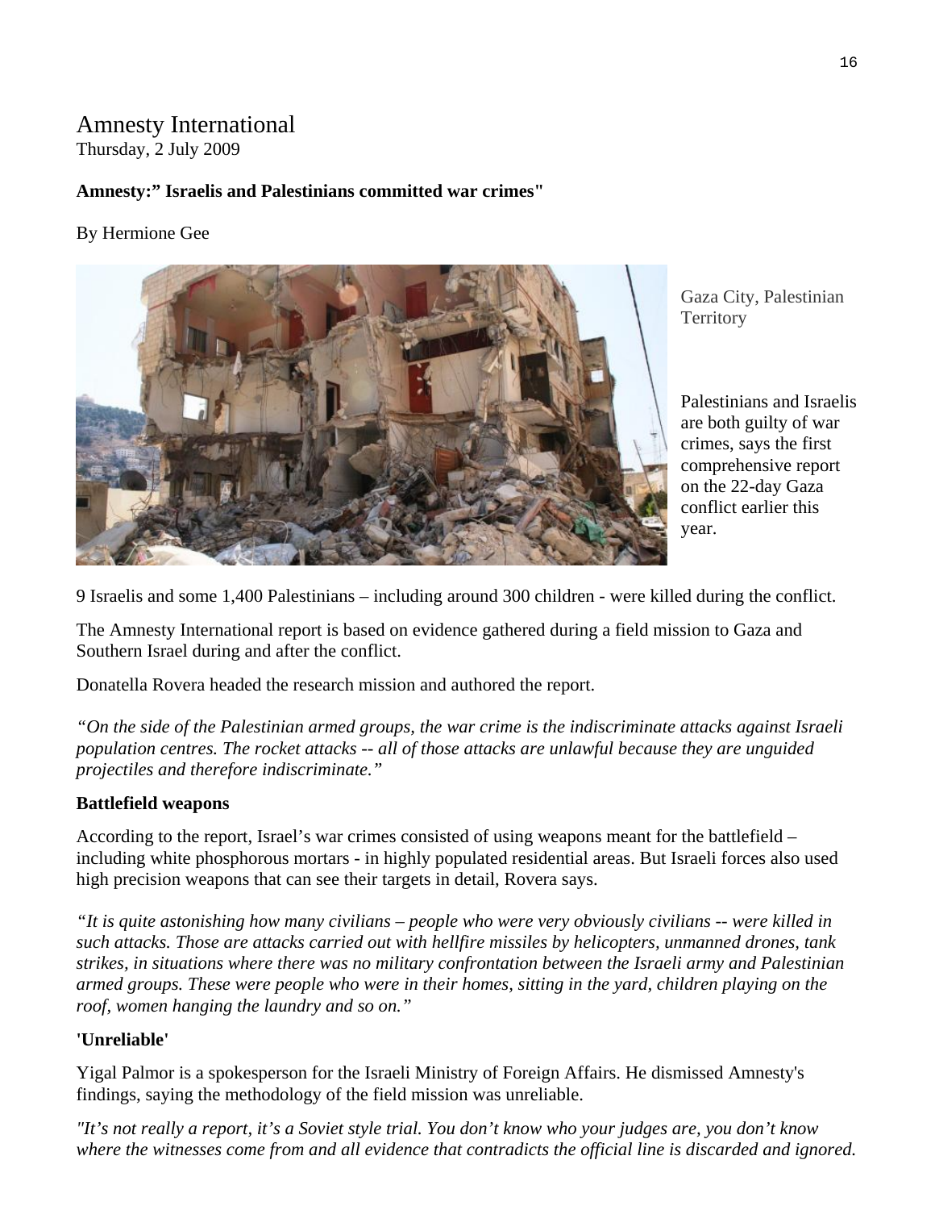Amnesty International

Thursday, 2 July 2009

**Amnesty:" Israelis and Palestinians committed war crimes"**

By Hermione Gee

Gaza City, Palestinian Territory

Palestinians and Israelis are both guilty of war crimes, says the first comprehensive report on the 22-day Gaza conflict earlier this year.

9 Israelis and some 1,400 Palestinians – including around 300 children - were killed during the conflict.

The Amnesty International report is based on evidence gathered during a field mission to Gaza and Southern Israel during and after the conflict.

Donatella Rovera headed the research mission and authored the report.

*"On the side of the Palestinian armed groups, the war crime is the indiscriminate attacks against Israeli population centres. The rocket attacks -- all of those attacks are unlawful because they are unguided projectiles and therefore indiscriminate."*

**Battlefield weapons**

According to the report, Israel's war crimes consisted of using weapons meant for the battlefield – including white phosphorous mortars - in highly populated residential areas. But Israeli forces also used high precision weapons that can see their targets in detail, Rovera says.

*"It is quite astonishing how many civilians – people who were very obviously civilians -- were killed in such attacks. Those are attacks carried out with hellfire missiles by helicopters, unmanned drones, tank strikes, in situations where there was no military confrontation between the Israeli army and Palestinian armed groups. These were people who were in their homes, sitting in the yard, children playing on the roof, women hanging the laundry and so on."*

**'Unreliable'**

Yigal Palmor is a spokesperson for the Israeli Ministry of Foreign Affairs. He dismissed Amnesty's findings, saying the methodology of the field mission was unreliable.

*"It's not really a report, it's a Soviet style trial. You don't know who your judges are, you don't know where the witnesses come from and all evidence that contradicts the official line is discarded and ignored.*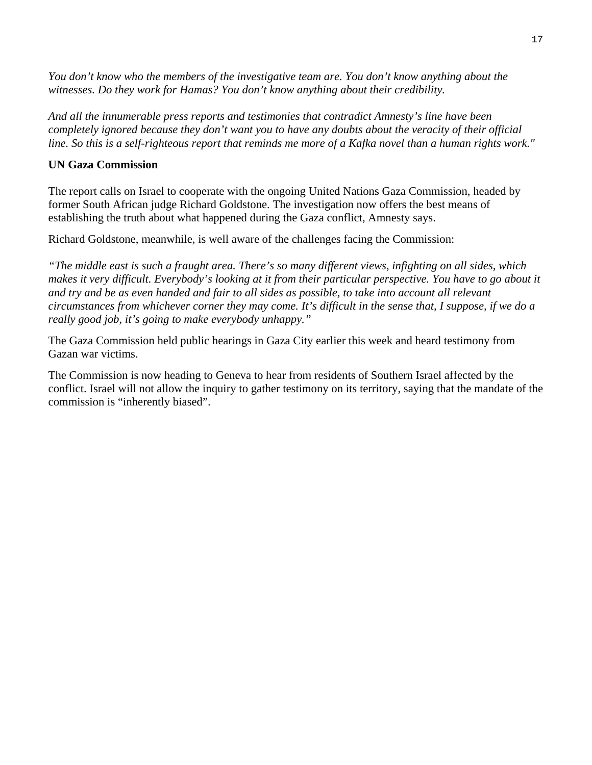*You don't know who the members of the investigative team are. You don't know anything about the witnesses. Do they work for Hamas? You don't know anything about their credibility.*

*And all the innumerable press reports and testimonies that contradict Amnesty's line have been completely ignored because they don't want you to have any doubts about the veracity of their official line. So this is a self-righteous report that reminds me more of a Kafka novel than a human rights work."*

**UN Gaza Commission**

The report calls on Israel to cooperate with the ongoing United Nations Gaza Commission, headed by former South African judge Richard Goldstone. The investigation now offers the best means of establishing the truth about what happened during the Gaza conflict, Amnesty says.

Richard Goldstone, meanwhile, is well aware of the challenges facing the Commission:

*"The middle east is such a fraught area. There's so many different views, infighting on all sides, which makes it very difficult. Everybody's looking at it from their particular perspective. You have to go about it and try and be as even handed and fair to all sides as possible, to take into account all relevant circumstances from whichever corner they may come. It's difficult in the sense that, I suppose, if we do a really good job, it's going to make everybody unhappy."*

The Gaza Commission held public hearings in Gaza City earlier this week and heard testimony from Gazan war victims.

The Commission is now heading to Geneva to hear from residents of Southern Israel affected by the conflict. Israel will not allow the inquiry to gather testimony on its territory, saying that the mandate of the commission is "inherently biased".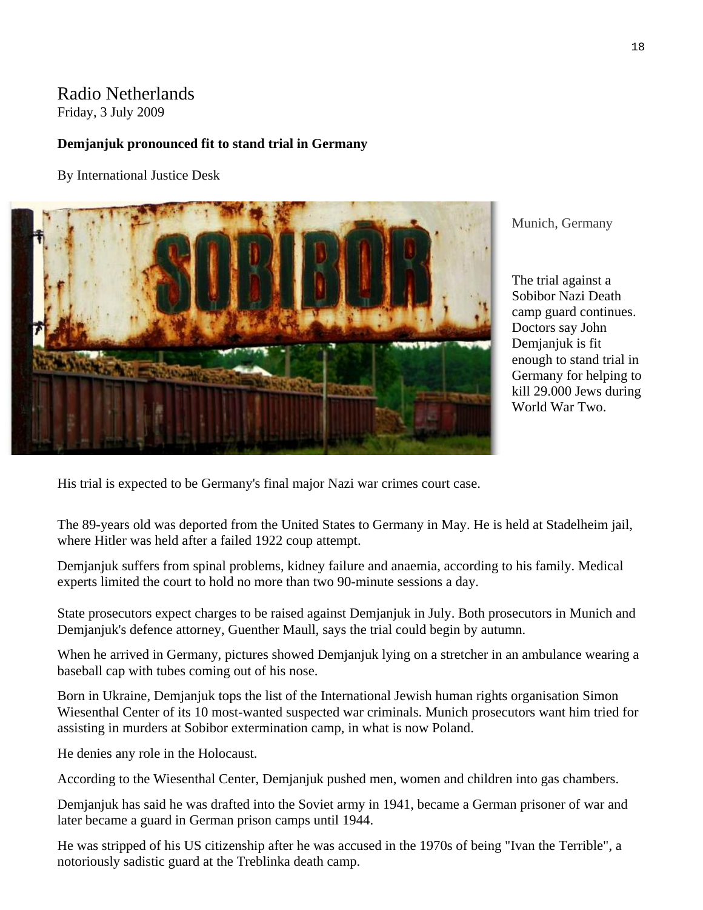Radio Netherlands

Friday, 3 July 2009

**Demjanjuk pronounced fit to stand trial in Germany**

By International Justice Desk

Munich, Germany

The trial against a Sobibor Nazi Death camp guard continues. Doctors say John Demjanjuk is fit enough to stand trial in Germany for helping to kill 29.000 Jews during World War Two.

His trial is expected to be Germany's final major Nazi war crimes court case.

The 89-years old was deported from the United States to Germany in May. He is held at Stadelheim jail, where Hitler was held after a failed 1922 coup attempt.

Demjanjuk suffers from spinal problems, kidney failure and anaemia, according to his family. Medical experts limited the court to hold no more than two 90-minute sessions a day.

State prosecutors expect charges to be raised against Demjanjuk in July. Both prosecutors in Munich and Demjanjuk's defence attorney, Guenther Maull, says the trial could begin by autumn.

When he arrived in Germany, pictures showed Demjanjuk lying on a stretcher in an ambulance wearing a baseball cap with tubes coming out of his nose.

Born in Ukraine, Demjanjuk tops the list of the International Jewish human rights organisation Simon Wiesenthal Center of its 10 most-wanted suspected war criminals. Munich prosecutors want him tried for assisting in murders at Sobibor extermination camp, in what is now Poland.

He denies any role in the Holocaust.

According to the Wiesenthal Center, Demjanjuk pushed men, women and children into gas chambers.

Demjanjuk has said he was drafted into the Soviet army in 1941, became a German prisoner of war and later became a guard in German prison camps until 1944.

He was stripped of his US citizenship after he was accused in the 1970s of being "Ivan the Terrible", a notoriously sadistic guard at the Treblinka death camp.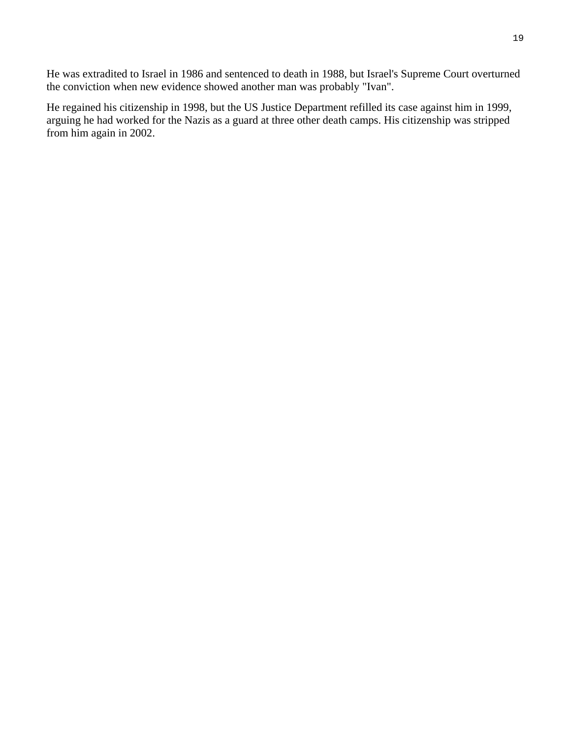He was extradited to Israel in 1986 and sentenced to death in 1988, but Israel's Supreme Court overturned the conviction when new evidence showed another man was probably "Ivan".

He regained his citizenship in 1998, but the US Justice Department refilled its case against him in 1999, arguing he had worked for the Nazis as a guard at three other death camps. His citizenship was stripped from him again in 2002.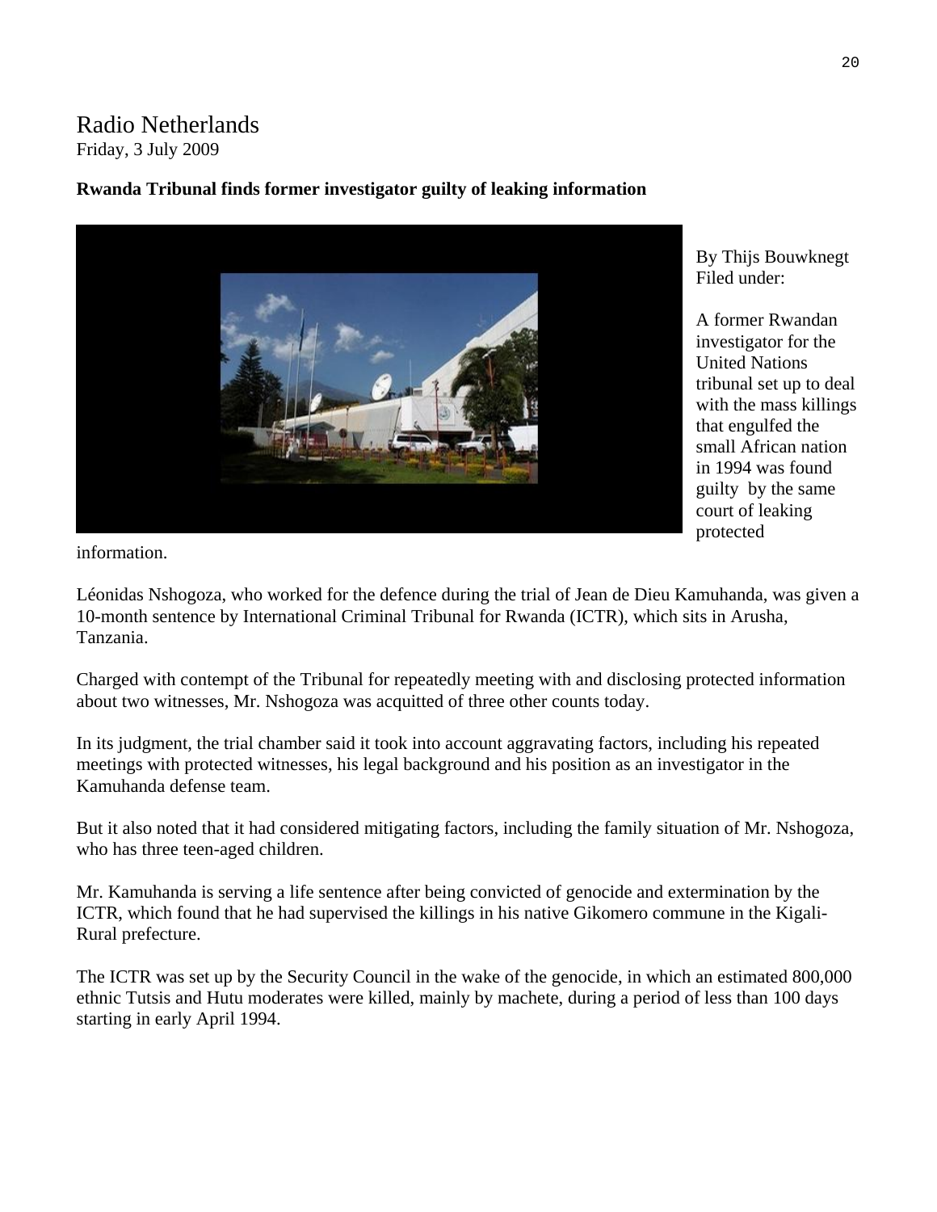# Radio Netherlands

Friday, 3 July 2009

**Rwanda Tribunal finds former investigator guilty of leaking information**

By Thijs Bouwknegt
Filed under:

A former Rwandan investigator for the United Nations tribunal set up to deal with the mass killings that engulfed the small African nation in 1994 was found guilty by the same court of leaking protected information.

Léonidas Nshogoza, who worked for the defence during the trial of Jean de Dieu Kamuhanda, was given a 10-month sentence by International Criminal Tribunal for Rwanda (ICTR), which sits in Arusha, Tanzania.

Charged with contempt of the Tribunal for repeatedly meeting with and disclosing protected information about two witnesses, Mr. Nshogoza was acquitted of three other counts today.

In its judgment, the trial chamber said it took into account aggravating factors, including his repeated meetings with protected witnesses, his legal background and his position as an investigator in the Kamuhanda defense team.

But it also noted that it had considered mitigating factors, including the family situation of Mr. Nshogoza, who has three teen-aged children.

Mr. Kamuhanda is serving a life sentence after being convicted of genocide and extermination by the ICTR, which found that he had supervised the killings in his native Gikomero commune in the Kigali-Rural prefecture.

The ICTR was set up by the Security Council in the wake of the genocide, in which an estimated 800,000 ethnic Tutsis and Hutu moderates were killed, mainly by machete, during a period of less than 100 days starting in early April 1994.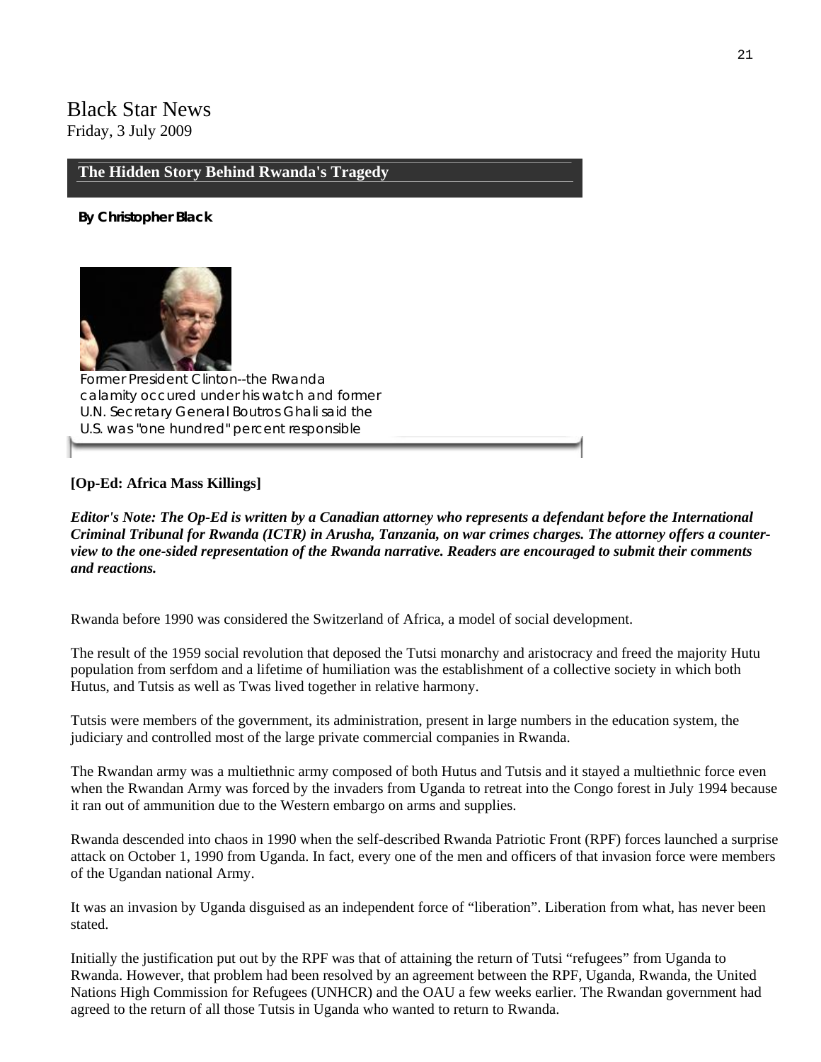Black Star News
Friday, 3 July 2009

## The Hidden Story Behind Rwanda's Tragedy

**By Christopher Black**

Former President Clinton--the Rwanda calamity occured under his watch and former U.N. Secretary General Boutros Ghali said the U.S. was "one hundred" percent responsible

**[Op-Ed: Africa Mass Killings]**

***Editor's Note: The Op-Ed is written by a Canadian attorney who represents a defendant before the International Criminal Tribunal for Rwanda (ICTR) in Arusha, Tanzania, on war crimes charges. The attorney offers a counter-view to the one-sided representation of the Rwanda narrative. Readers are encouraged to submit their comments and reactions.***

Rwanda before 1990 was considered the Switzerland of Africa, a model of social development.

The result of the 1959 social revolution that deposed the Tutsi monarchy and aristocracy and freed the majority Hutu population from serfdom and a lifetime of humiliation was the establishment of a collective society in which both Hutus, and Tutsis as well as Twas lived together in relative harmony.

Tutsis were members of the government, its administration, present in large numbers in the education system, the judiciary and controlled most of the large private commercial companies in Rwanda.

The Rwandan army was a multiethnic army composed of both Hutus and Tutsis and it stayed a multiethnic force even when the Rwandan Army was forced by the invaders from Uganda to retreat into the Congo forest in July 1994 because it ran out of ammunition due to the Western embargo on arms and supplies.

Rwanda descended into chaos in 1990 when the self-described Rwanda Patriotic Front (RPF) forces launched a surprise attack on October 1, 1990 from Uganda. In fact, every one of the men and officers of that invasion force were members of the Ugandan national Army.

It was an invasion by Uganda disguised as an independent force of "liberation". Liberation from what, has never been stated.

Initially the justification put out by the RPF was that of attaining the return of Tutsi "refugees" from Uganda to Rwanda. However, that problem had been resolved by an agreement between the RPF, Uganda, Rwanda, the United Nations High Commission for Refugees (UNHCR) and the OAU a few weeks earlier. The Rwandan government had agreed to the return of all those Tutsis in Uganda who wanted to return to Rwanda.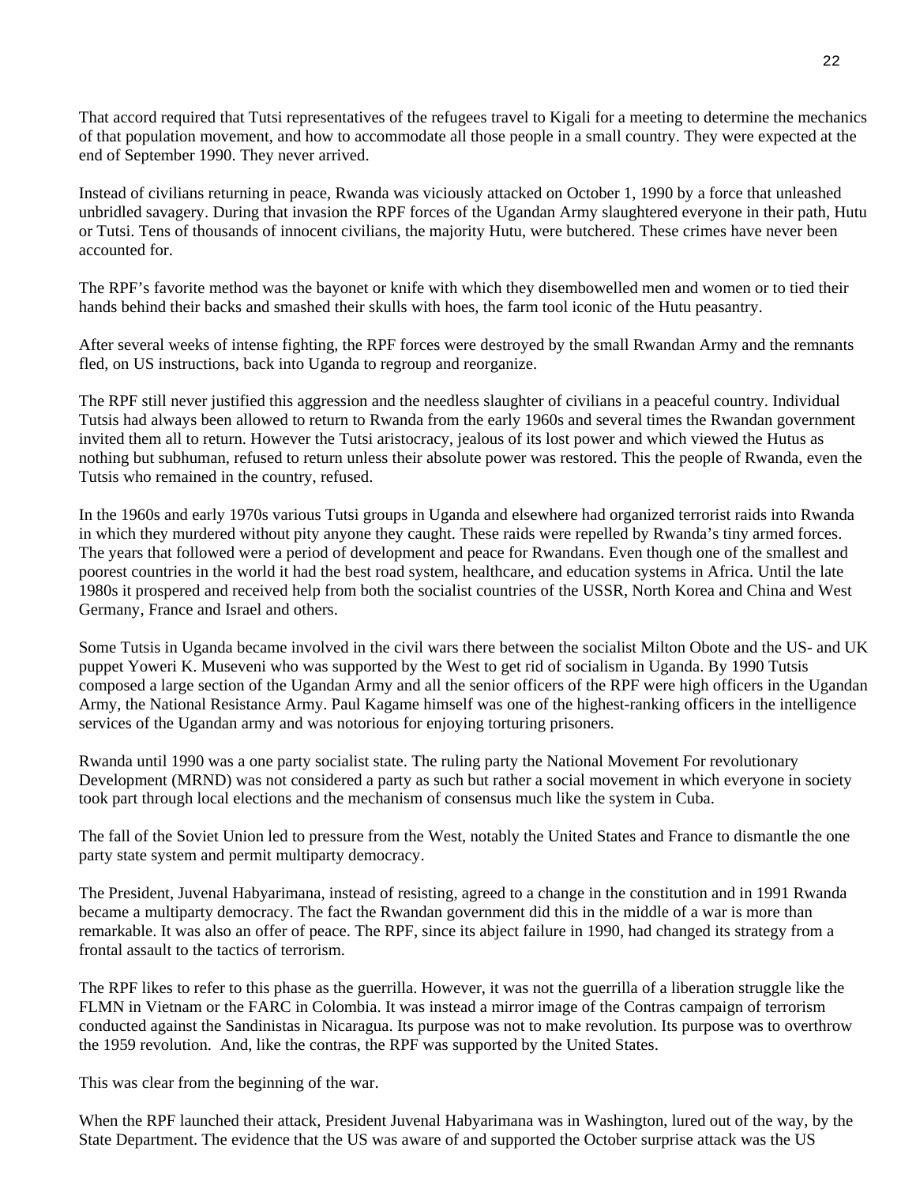That accord required that Tutsi representatives of the refugees travel to Kigali for a meeting to determine the mechanics of that population movement, and how to accommodate all those people in a small country. They were expected at the end of September 1990. They never arrived.

Instead of civilians returning in peace, Rwanda was viciously attacked on October 1, 1990 by a force that unleashed unbridled savagery. During that invasion the RPF forces of the Ugandan Army slaughtered everyone in their path, Hutu or Tutsi. Tens of thousands of innocent civilians, the majority Hutu, were butchered. These crimes have never been accounted for.

The RPF's favorite method was the bayonet or knife with which they disembowelled men and women or to tied their hands behind their backs and smashed their skulls with hoes, the farm tool iconic of the Hutu peasantry.

After several weeks of intense fighting, the RPF forces were destroyed by the small Rwandan Army and the remnants fled, on US instructions, back into Uganda to regroup and reorganize.

The RPF still never justified this aggression and the needless slaughter of civilians in a peaceful country. Individual Tutsis had always been allowed to return to Rwanda from the early 1960s and several times the Rwandan government invited them all to return. However the Tutsi aristocracy, jealous of its lost power and which viewed the Hutus as nothing but subhuman, refused to return unless their absolute power was restored. This the people of Rwanda, even the Tutsis who remained in the country, refused.

In the 1960s and early 1970s various Tutsi groups in Uganda and elsewhere had organized terrorist raids into Rwanda in which they murdered without pity anyone they caught. These raids were repelled by Rwanda's tiny armed forces. The years that followed were a period of development and peace for Rwandans. Even though one of the smallest and poorest countries in the world it had the best road system, healthcare, and education systems in Africa. Until the late 1980s it prospered and received help from both the socialist countries of the USSR, North Korea and China and West Germany, France and Israel and others.

Some Tutsis in Uganda became involved in the civil wars there between the socialist Milton Obote and the US- and UK puppet Yoweri K. Museveni who was supported by the West to get rid of socialism in Uganda. By 1990 Tutsis composed a large section of the Ugandan Army and all the senior officers of the RPF were high officers in the Ugandan Army, the National Resistance Army. Paul Kagame himself was one of the highest-ranking officers in the intelligence services of the Ugandan army and was notorious for enjoying torturing prisoners.

Rwanda until 1990 was a one party socialist state. The ruling party the National Movement For revolutionary Development (MRND) was not considered a party as such but rather a social movement in which everyone in society took part through local elections and the mechanism of consensus much like the system in Cuba.

The fall of the Soviet Union led to pressure from the West, notably the United States and France to dismantle the one party state system and permit multiparty democracy.

The President, Juvenal Habyarimana, instead of resisting, agreed to a change in the constitution and in 1991 Rwanda became a multiparty democracy. The fact the Rwandan government did this in the middle of a war is more than remarkable. It was also an offer of peace. The RPF, since its abject failure in 1990, had changed its strategy from a frontal assault to the tactics of terrorism.

The RPF likes to refer to this phase as the guerrilla. However, it was not the guerrilla of a liberation struggle like the FLMN in Vietnam or the FARC in Colombia. It was instead a mirror image of the Contras campaign of terrorism conducted against the Sandinistas in Nicaragua. Its purpose was not to make revolution. Its purpose was to overthrow the 1959 revolution. And, like the contras, the RPF was supported by the United States.

This was clear from the beginning of the war.

When the RPF launched their attack, President Juvenal Habyarimana was in Washington, lured out of the way, by the State Department. The evidence that the US was aware of and supported the October surprise attack was the US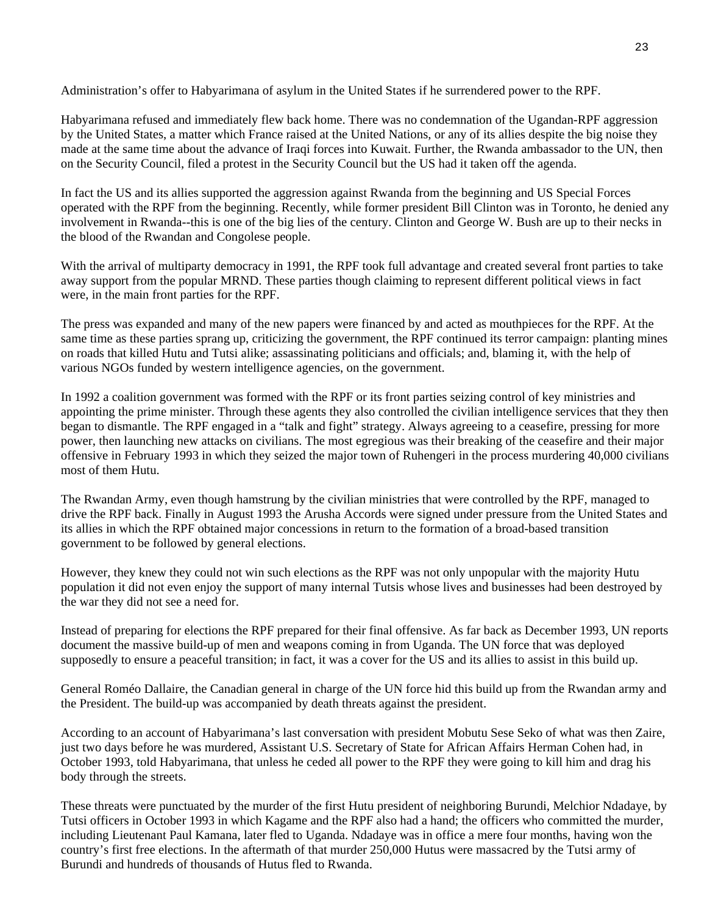Administration's offer to Habyarimana of asylum in the United States if he surrendered power to the RPF.

Habyarimana refused and immediately flew back home. There was no condemnation of the Ugandan-RPF aggression by the United States, a matter which France raised at the United Nations, or any of its allies despite the big noise they made at the same time about the advance of Iraqi forces into Kuwait. Further, the Rwanda ambassador to the UN, then on the Security Council, filed a protest in the Security Council but the US had it taken off the agenda.

In fact the US and its allies supported the aggression against Rwanda from the beginning and US Special Forces operated with the RPF from the beginning. Recently, while former president Bill Clinton was in Toronto, he denied any involvement in Rwanda--this is one of the big lies of the century. Clinton and George W. Bush are up to their necks in the blood of the Rwandan and Congolese people.

With the arrival of multiparty democracy in 1991, the RPF took full advantage and created several front parties to take away support from the popular MRND. These parties though claiming to represent different political views in fact were, in the main front parties for the RPF.

The press was expanded and many of the new papers were financed by and acted as mouthpieces for the RPF. At the same time as these parties sprang up, criticizing the government, the RPF continued its terror campaign: planting mines on roads that killed Hutu and Tutsi alike; assassinating politicians and officials; and, blaming it, with the help of various NGOs funded by western intelligence agencies, on the government.

In 1992 a coalition government was formed with the RPF or its front parties seizing control of key ministries and appointing the prime minister. Through these agents they also controlled the civilian intelligence services that they then began to dismantle. The RPF engaged in a "talk and fight" strategy. Always agreeing to a ceasefire, pressing for more power, then launching new attacks on civilians. The most egregious was their breaking of the ceasefire and their major offensive in February 1993 in which they seized the major town of Ruhengeri in the process murdering 40,000 civilians most of them Hutu.

The Rwandan Army, even though hamstrung by the civilian ministries that were controlled by the RPF, managed to drive the RPF back. Finally in August 1993 the Arusha Accords were signed under pressure from the United States and its allies in which the RPF obtained major concessions in return to the formation of a broad-based transition government to be followed by general elections.

However, they knew they could not win such elections as the RPF was not only unpopular with the majority Hutu population it did not even enjoy the support of many internal Tutsis whose lives and businesses had been destroyed by the war they did not see a need for.

Instead of preparing for elections the RPF prepared for their final offensive. As far back as December 1993, UN reports document the massive build-up of men and weapons coming in from Uganda. The UN force that was deployed supposedly to ensure a peaceful transition; in fact, it was a cover for the US and its allies to assist in this build up.

General Roméo Dallaire, the Canadian general in charge of the UN force hid this build up from the Rwandan army and the President. The build-up was accompanied by death threats against the president.

According to an account of Habyarimana's last conversation with president Mobutu Sese Seko of what was then Zaire, just two days before he was murdered, Assistant U.S. Secretary of State for African Affairs Herman Cohen had, in October 1993, told Habyarimana, that unless he ceded all power to the RPF they were going to kill him and drag his body through the streets.

These threats were punctuated by the murder of the first Hutu president of neighboring Burundi, Melchior Ndadaye, by Tutsi officers in October 1993 in which Kagame and the RPF also had a hand; the officers who committed the murder, including Lieutenant Paul Kamana, later fled to Uganda. Ndadaye was in office a mere four months, having won the country's first free elections. In the aftermath of that murder 250,000 Hutus were massacred by the Tutsi army of Burundi and hundreds of thousands of Hutus fled to Rwanda.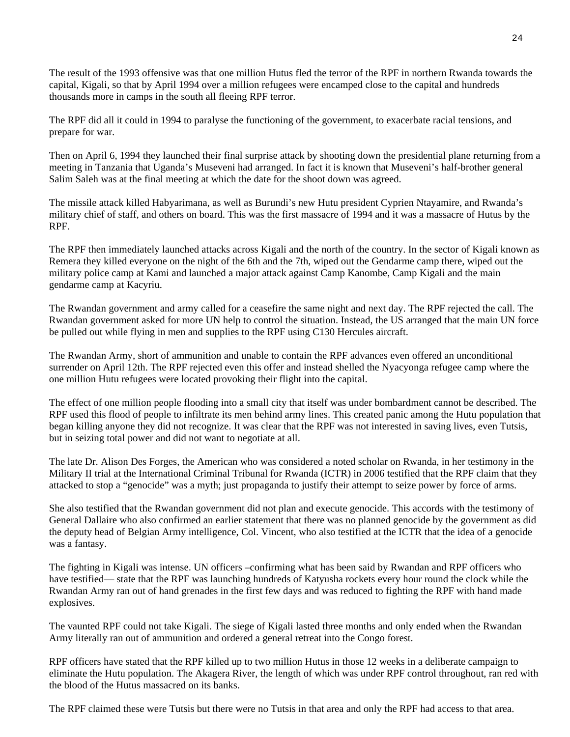The result of the 1993 offensive was that one million Hutus fled the terror of the RPF in northern Rwanda towards the capital, Kigali, so that by April 1994 over a million refugees were encamped close to the capital and hundreds thousands more in camps in the south all fleeing RPF terror.

The RPF did all it could in 1994 to paralyse the functioning of the government, to exacerbate racial tensions, and prepare for war.

Then on April 6, 1994 they launched their final surprise attack by shooting down the presidential plane returning from a meeting in Tanzania that Uganda's Museveni had arranged. In fact it is known that Museveni's half-brother general Salim Saleh was at the final meeting at which the date for the shoot down was agreed.

The missile attack killed Habyarimana, as well as Burundi's new Hutu president Cyprien Ntayamire, and Rwanda's military chief of staff, and others on board. This was the first massacre of 1994 and it was a massacre of Hutus by the RPF.

The RPF then immediately launched attacks across Kigali and the north of the country. In the sector of Kigali known as Remera they killed everyone on the night of the 6th and the 7th, wiped out the Gendarme camp there, wiped out the military police camp at Kami and launched a major attack against Camp Kanombe, Camp Kigali and the main gendarme camp at Kacyriu.

The Rwandan government and army called for a ceasefire the same night and next day. The RPF rejected the call. The Rwandan government asked for more UN help to control the situation. Instead, the US arranged that the main UN force be pulled out while flying in men and supplies to the RPF using C130 Hercules aircraft.

The Rwandan Army, short of ammunition and unable to contain the RPF advances even offered an unconditional surrender on April 12th. The RPF rejected even this offer and instead shelled the Nyacyonga refugee camp where the one million Hutu refugees were located provoking their flight into the capital.

The effect of one million people flooding into a small city that itself was under bombardment cannot be described. The RPF used this flood of people to infiltrate its men behind army lines. This created panic among the Hutu population that began killing anyone they did not recognize. It was clear that the RPF was not interested in saving lives, even Tutsis, but in seizing total power and did not want to negotiate at all.

The late Dr. Alison Des Forges, the American who was considered a noted scholar on Rwanda, in her testimony in the Military II trial at the International Criminal Tribunal for Rwanda (ICTR) in 2006 testified that the RPF claim that they attacked to stop a "genocide" was a myth; just propaganda to justify their attempt to seize power by force of arms.

She also testified that the Rwandan government did not plan and execute genocide. This accords with the testimony of General Dallaire who also confirmed an earlier statement that there was no planned genocide by the government as did the deputy head of Belgian Army intelligence, Col. Vincent, who also testified at the ICTR that the idea of a genocide was a fantasy.

The fighting in Kigali was intense. UN officers –confirming what has been said by Rwandan and RPF officers who have testified— state that the RPF was launching hundreds of Katyusha rockets every hour round the clock while the Rwandan Army ran out of hand grenades in the first few days and was reduced to fighting the RPF with hand made explosives.

The vaunted RPF could not take Kigali. The siege of Kigali lasted three months and only ended when the Rwandan Army literally ran out of ammunition and ordered a general retreat into the Congo forest.

RPF officers have stated that the RPF killed up to two million Hutus in those 12 weeks in a deliberate campaign to eliminate the Hutu population. The Akagera River, the length of which was under RPF control throughout, ran red with the blood of the Hutus massacred on its banks.

The RPF claimed these were Tutsis but there were no Tutsis in that area and only the RPF had access to that area.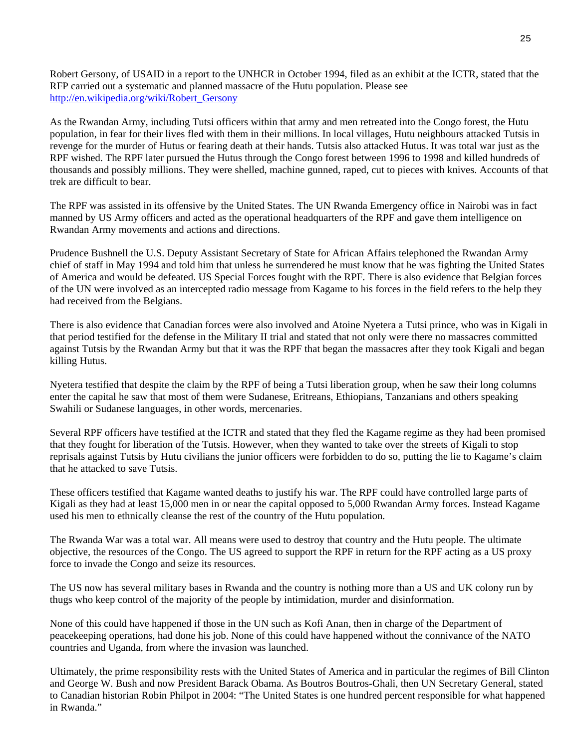Robert Gersony, of USAID in a report to the UNHCR in October 1994, filed as an exhibit at the ICTR, stated that the RFP carried out a systematic and planned massacre of the Hutu population. Please see [http://en.wikipedia.org/wiki/Robert_Gersony](http://en.wikipedia.org/wiki/Robert_Gersony)

As the Rwandan Army, including Tutsi officers within that army and men retreated into the Congo forest, the Hutu population, in fear for their lives fled with them in their millions. In local villages, Hutu neighbours attacked Tutsis in revenge for the murder of Hutus or fearing death at their hands. Tutsis also attacked Hutus. It was total war just as the RPF wished. The RPF later pursued the Hutus through the Congo forest between 1996 to 1998 and killed hundreds of thousands and possibly millions. They were shelled, machine gunned, raped, cut to pieces with knives. Accounts of that trek are difficult to bear.

The RPF was assisted in its offensive by the United States. The UN Rwanda Emergency office in Nairobi was in fact manned by US Army officers and acted as the operational headquarters of the RPF and gave them intelligence on Rwandan Army movements and actions and directions.

Prudence Bushnell the U.S. Deputy Assistant Secretary of State for African Affairs telephoned the Rwandan Army chief of staff in May 1994 and told him that unless he surrendered he must know that he was fighting the United States of America and would be defeated. US Special Forces fought with the RPF. There is also evidence that Belgian forces of the UN were involved as an intercepted radio message from Kagame to his forces in the field refers to the help they had received from the Belgians.

There is also evidence that Canadian forces were also involved and Atoine Nyetera a Tutsi prince, who was in Kigali in that period testified for the defense in the Military II trial and stated that not only were there no massacres committed against Tutsis by the Rwandan Army but that it was the RPF that began the massacres after they took Kigali and began killing Hutus.

Nyetera testified that despite the claim by the RPF of being a Tutsi liberation group, when he saw their long columns enter the capital he saw that most of them were Sudanese, Eritreans, Ethiopians, Tanzanians and others speaking Swahili or Sudanese languages, in other words, mercenaries.

Several RPF officers have testified at the ICTR and stated that they fled the Kagame regime as they had been promised that they fought for liberation of the Tutsis. However, when they wanted to take over the streets of Kigali to stop reprisals against Tutsis by Hutu civilians the junior officers were forbidden to do so, putting the lie to Kagame's claim that he attacked to save Tutsis.

These officers testified that Kagame wanted deaths to justify his war. The RPF could have controlled large parts of Kigali as they had at least 15,000 men in or near the capital opposed to 5,000 Rwandan Army forces. Instead Kagame used his men to ethnically cleanse the rest of the country of the Hutu population.

The Rwanda War was a total war. All means were used to destroy that country and the Hutu people. The ultimate objective, the resources of the Congo. The US agreed to support the RPF in return for the RPF acting as a US proxy force to invade the Congo and seize its resources.

The US now has several military bases in Rwanda and the country is nothing more than a US and UK colony run by thugs who keep control of the majority of the people by intimidation, murder and disinformation.

None of this could have happened if those in the UN such as Kofi Anan, then in charge of the Department of peacekeeping operations, had done his job. None of this could have happened without the connivance of the NATO countries and Uganda, from where the invasion was launched.

Ultimately, the prime responsibility rests with the United States of America and in particular the regimes of Bill Clinton and George W. Bush and now President Barack Obama. As Boutros Boutros-Ghali, then UN Secretary General, stated to Canadian historian Robin Philpot in 2004: "The United States is one hundred percent responsible for what happened in Rwanda."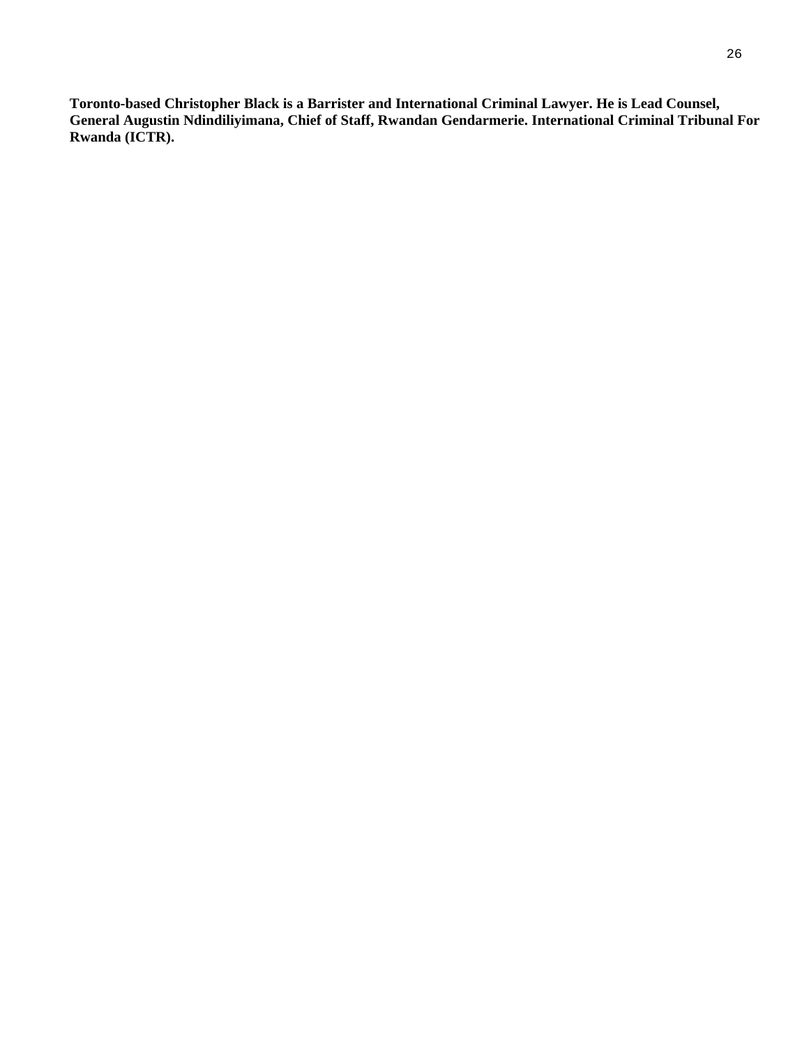**Toronto-based Christopher Black is a Barrister and International Criminal Lawyer. He is Lead Counsel, General Augustin Ndindiliyimana, Chief of Staff, Rwandan Gendarmerie. International Criminal Tribunal For Rwanda (ICTR).**